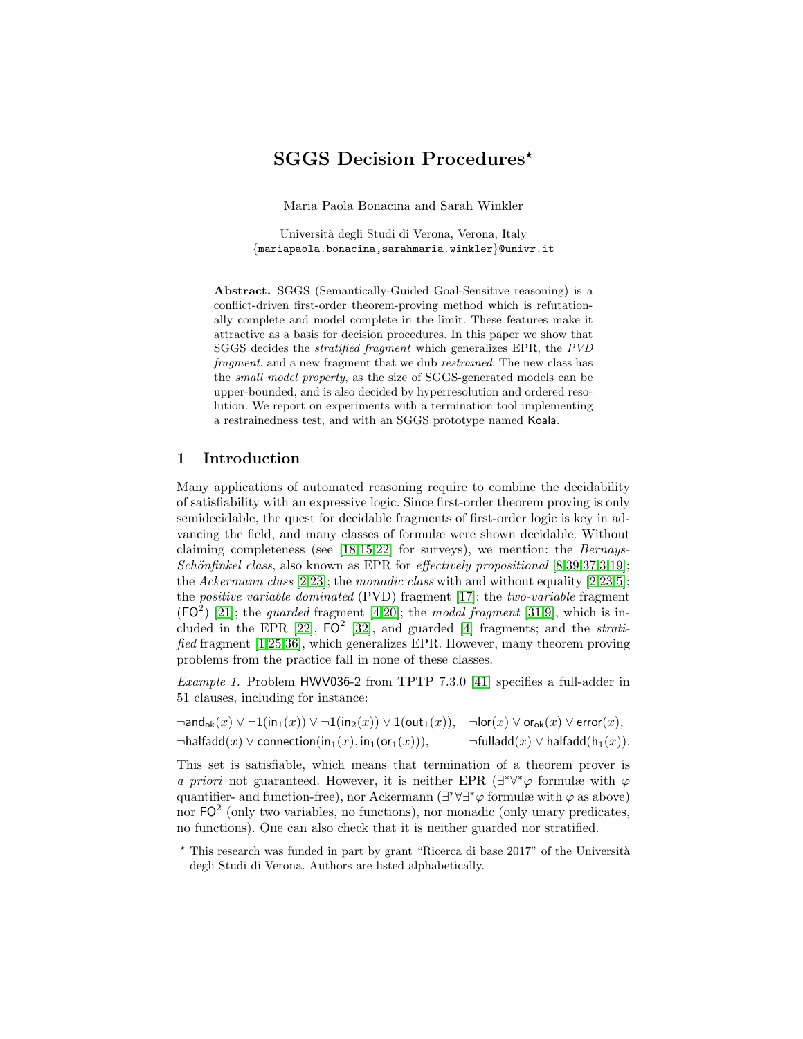# SGGS Decision Procedures*

Maria Paola Bonacina and Sarah Winkler

Università degli Studi di Verona, Verona, Italy
{mariapaola.bonacina,sarahmaria.winkler}@univr.it

**Abstract.** SGGS (Semantically-Guided Goal-Sensitive reasoning) is a conflict-driven first-order theorem-proving method which is refutationally complete and model complete in the limit. These features make it attractive as a basis for decision procedures. In this paper we show that SGGS decides the *stratified fragment* which generalizes EPR, the *PVD fragment*, and a new fragment that we dub *restrained*. The new class has the *small model property*, as the size of SGGS-generated models can be upper-bounded, and is also decided by hyperresolution and ordered resolution. We report on experiments with a termination tool implementing a restrainedness test, and with an SGGS prototype named Koala.

## 1 Introduction

Many applications of automated reasoning require to combine the decidability of satisfiability with an expressive logic. Since first-order theorem proving is only semidecidable, the quest for decidable fragments of first-order logic is key in advancing the field, and many classes of formulæ were shown decidable. Without claiming completeness (see [18,15,22] for surveys), we mention: the *Bernays-Schönfinkel class*, also known as EPR for *effectively propositional* [8,39,37,3,19]; the *Ackermann class* [2,23]; the *monadic class* with and without equality [2,23,5]; the *positive variable dominated* (PVD) fragment [17]; the *two-variable* fragment ($\mathsf{FO}^2$) [21]; the *guarded* fragment [4,20]; the *modal fragment* [31,9], which is included in the EPR [22], $\mathsf{FO}^2$ [32], and guarded [4] fragments; and the *stratified* fragment [1,25,36], which generalizes EPR. However, many theorem proving problems from the practice fall in none of these classes.

*Example 1.* Problem HWV036-2 from TPTP 7.3.0 [41] specifies a full-adder in 51 clauses, including for instance:

$\neg\mathsf{and_{ok}}(x) \vee \neg\mathsf{1}(\mathsf{in_1}(x)) \vee \neg\mathsf{1}(\mathsf{in_2}(x)) \vee \mathsf{1}(\mathsf{out_1}(x))$, $\quad \neg\mathsf{lor}(x) \vee \mathsf{or_{ok}}(x) \vee \mathsf{error}(x)$,
$\neg\mathsf{halfadd}(x) \vee \mathsf{connection}(\mathsf{in_1}(x), \mathsf{in_1}(\mathsf{or_1}(x)))$, $\quad \neg\mathsf{fulladd}(x) \vee \mathsf{halfadd}(\mathsf{h_1}(x))$.

This set is satisfiable, which means that termination of a theorem prover is *a priori* not guaranteed. However, it is neither EPR ($\exists^*\forall^*\varphi$ formulæ with $\varphi$ quantifier- and function-free), nor Ackermann ($\exists^*\forall\exists^*\varphi$ formulæ with $\varphi$ as above) nor $\mathsf{FO}^2$ (only two variables, no functions), nor monadic (only unary predicates, no functions). One can also check that it is neither guarded nor stratified.

* This research was funded in part by grant "Ricerca di base 2017" of the Università degli Studi di Verona. Authors are listed alphabetically.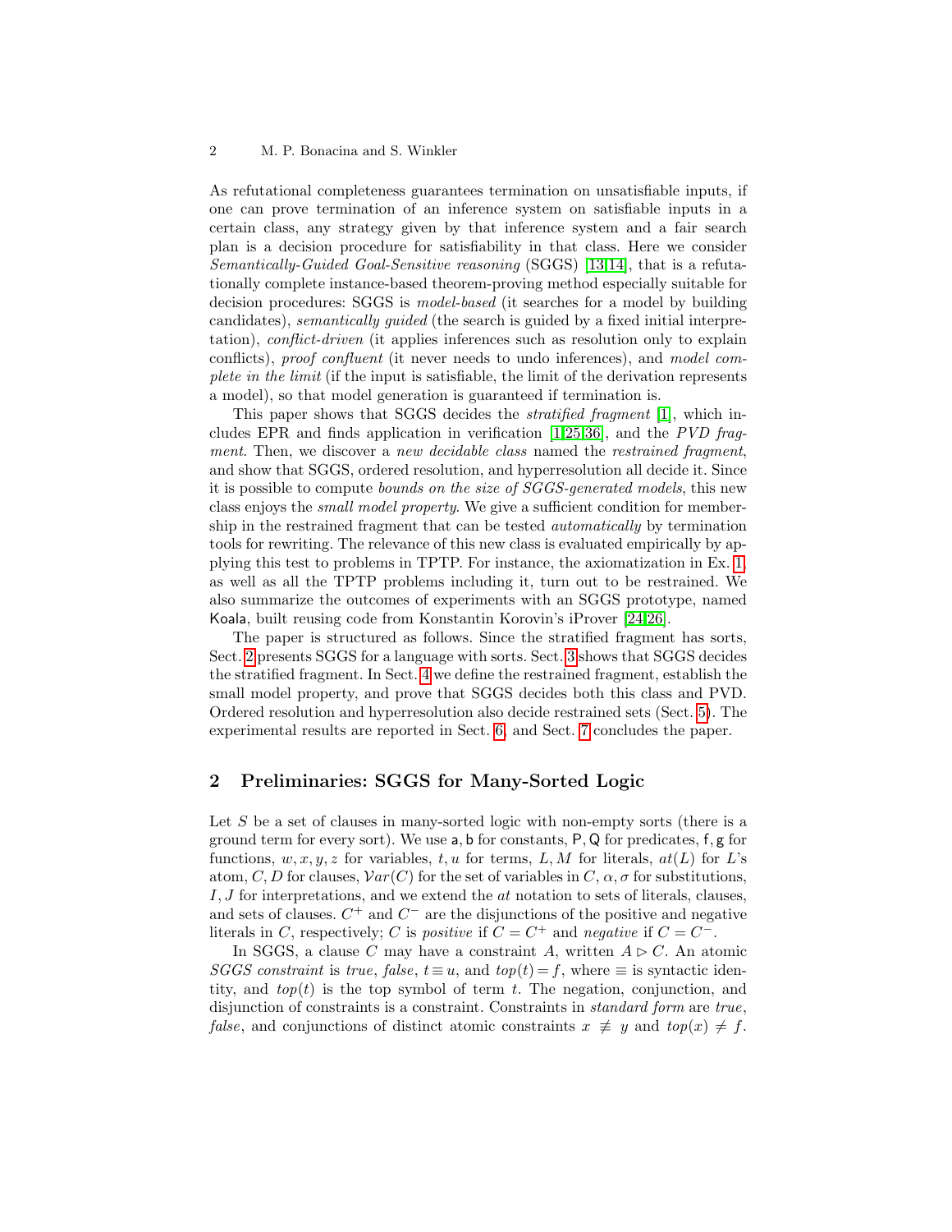As refutational completeness guarantees termination on unsatisfiable inputs, if one can prove termination of an inference system on satisfiable inputs in a certain class, any strategy given by that inference system and a fair search plan is a decision procedure for satisfiability in that class. Here we consider *Semantically-Guided Goal-Sensitive reasoning* (SGGS) [13,14], that is a refutationally complete instance-based theorem-proving method especially suitable for decision procedures: SGGS is *model-based* (it searches for a model by building candidates), *semantically guided* (the search is guided by a fixed initial interpretation), *conflict-driven* (it applies inferences such as resolution only to explain conflicts), *proof confluent* (it never needs to undo inferences), and *model complete in the limit* (if the input is satisfiable, the limit of the derivation represents a model), so that model generation is guaranteed if termination is.

This paper shows that SGGS decides the *stratified fragment* [1], which includes EPR and finds application in verification [1,25,36], and the *PVD fragment*. Then, we discover a *new decidable class* named the *restrained fragment*, and show that SGGS, ordered resolution, and hyperresolution all decide it. Since it is possible to compute *bounds on the size of SGGS-generated models*, this new class enjoys the *small model property*. We give a sufficient condition for membership in the restrained fragment that can be tested *automatically* by termination tools for rewriting. The relevance of this new class is evaluated empirically by applying this test to problems in TPTP. For instance, the axiomatization in Ex. 1, as well as all the TPTP problems including it, turn out to be restrained. We also summarize the outcomes of experiments with an SGGS prototype, named Koala, built reusing code from Konstantin Korovin's iProver [24,26].

The paper is structured as follows. Since the stratified fragment has sorts, Sect. 2 presents SGGS for a language with sorts. Sect. 3 shows that SGGS decides the stratified fragment. In Sect. 4 we define the restrained fragment, establish the small model property, and prove that SGGS decides both this class and PVD. Ordered resolution and hyperresolution also decide restrained sets (Sect. 5). The experimental results are reported in Sect. 6, and Sect. 7 concludes the paper.

## 2 Preliminaries: SGGS for Many-Sorted Logic

Let $S$ be a set of clauses in many-sorted logic with non-empty sorts (there is a ground term for every sort). We use $\mathsf{a}, \mathsf{b}$ for constants, $\mathsf{P}, \mathsf{Q}$ for predicates, $\mathsf{f}, \mathsf{g}$ for functions, $w, x, y, z$ for variables, $t, u$ for terms, $L, M$ for literals, $at(L)$ for $L$'s atom, $C, D$ for clauses, $\mathcal{V}ar(C)$ for the set of variables in $C$, $\alpha, \sigma$ for substitutions, $I, J$ for interpretations, and we extend the $at$ notation to sets of literals, clauses, and sets of clauses. $C^+$ and $C^-$ are the disjunctions of the positive and negative literals in $C$, respectively; $C$ is *positive* if $C = C^+$ and *negative* if $C = C^-$.

In SGGS, a clause $C$ may have a constraint $A$, written $A \rhd C$. An atomic *SGGS constraint* is *true*, *false*, $t \equiv u$, and $top(t) = f$, where $\equiv$ is syntactic identity, and $top(t)$ is the top symbol of term $t$. The negation, conjunction, and disjunction of constraints is a constraint. Constraints in *standard form* are *true*, *false*, and conjunctions of distinct atomic constraints $x \not\equiv y$ and $top(x) \neq f$.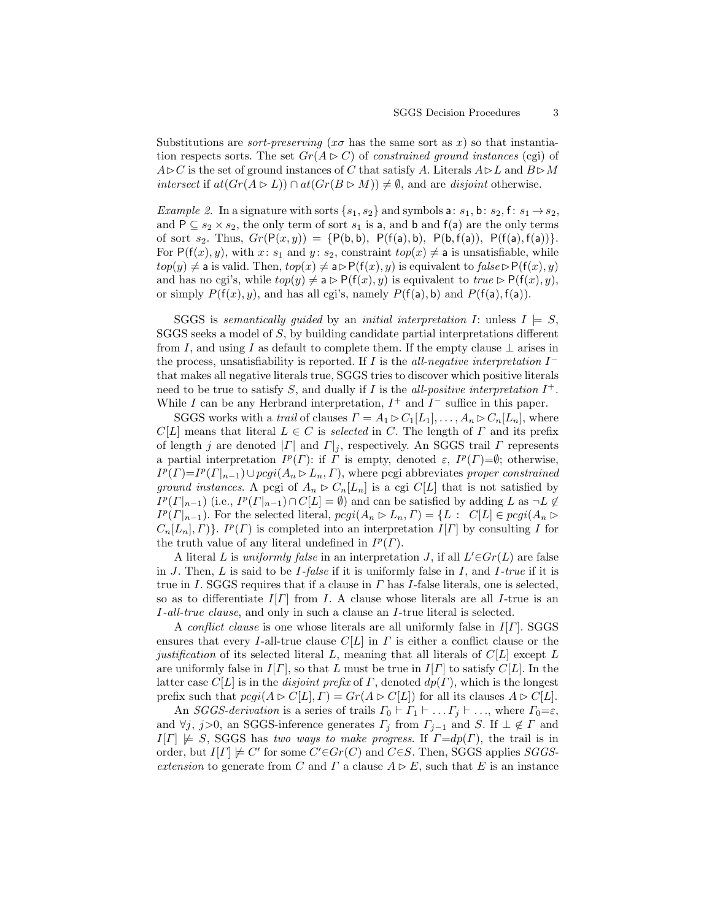Substitutions are *sort-preserving* ($x\sigma$ has the same sort as $x$) so that instantiation respects sorts. The set $Gr(A \rhd C)$ of *constrained ground instances* (cgi) of $A \rhd C$ is the set of ground instances of $C$ that satisfy $A$. Literals $A \rhd L$ and $B \rhd M$ *intersect* if $at(Gr(A \rhd L)) \cap at(Gr(B \rhd M)) \neq \emptyset$, and are *disjoint* otherwise.

*Example 2.* In a signature with sorts $\{s_1, s_2\}$ and symbols $\mathsf{a}\colon s_1$, $\mathsf{b}\colon s_2$, $\mathsf{f}\colon s_1 \to s_2$, and $\mathsf{P} \subseteq s_2 \times s_2$, the only term of sort $s_1$ is $\mathsf{a}$, and $\mathsf{b}$ and $\mathsf{f}(\mathsf{a})$ are the only terms of sort $s_2$. Thus, $Gr(\mathsf{P}(x, y)) = \{\mathsf{P}(\mathsf{b}, \mathsf{b}),\ \mathsf{P}(\mathsf{f}(\mathsf{a}), \mathsf{b}),\ \mathsf{P}(\mathsf{b}, \mathsf{f}(\mathsf{a})),\ \mathsf{P}(\mathsf{f}(\mathsf{a}), \mathsf{f}(\mathsf{a}))\}$. For $\mathsf{P}(\mathsf{f}(x), y)$, with $x\colon s_1$ and $y\colon s_2$, constraint $top(x) \neq \mathsf{a}$ is unsatisfiable, while $top(y) \neq \mathsf{a}$ is valid. Then, $top(x) \neq \mathsf{a} \rhd \mathsf{P}(\mathsf{f}(x), y)$ is equivalent to $\mathit{false} \rhd \mathsf{P}(\mathsf{f}(x), y)$ and has no cgi's, while $top(y) \neq \mathsf{a} \rhd \mathsf{P}(\mathsf{f}(x), y)$ is equivalent to $\mathit{true} \rhd \mathsf{P}(\mathsf{f}(x), y)$, or simply $P(\mathsf{f}(x), y)$, and has all cgi's, namely $P(\mathsf{f}(\mathsf{a}), \mathsf{b})$ and $P(\mathsf{f}(\mathsf{a}), \mathsf{f}(\mathsf{a}))$.

SGGS is *semantically guided* by an *initial interpretation* $I$: unless $I \models S$, SGGS seeks a model of $S$, by building candidate partial interpretations different from $I$, and using $I$ as default to complete them. If the empty clause $\bot$ arises in the process, unsatisfiability is reported. If $I$ is the *all-negative interpretation* $I^-$ that makes all negative literals true, SGGS tries to discover which positive literals need to be true to satisfy $S$, and dually if $I$ is the *all-positive interpretation* $I^+$. While $I$ can be any Herbrand interpretation, $I^+$ and $I^-$ suffice in this paper.

SGGS works with a *trail* of clauses $\Gamma = A_1 \rhd C_1[L_1], \ldots, A_n \rhd C_n[L_n]$, where $C[L]$ means that literal $L \in C$ is *selected* in $C$. The length of $\Gamma$ and its prefix of length $j$ are denoted $|\Gamma|$ and $\Gamma|_j$, respectively. An SGGS trail $\Gamma$ represents a partial interpretation $I^p(\Gamma)$: if $\Gamma$ is empty, denoted $\varepsilon$, $I^p(\Gamma) = \emptyset$; otherwise, $I^p(\Gamma) = I^p(\Gamma|_{n-1}) \cup pcgi(A_n \rhd L_n, \Gamma)$, where pcgi abbreviates *proper constrained ground instances*. A pcgi of $A_n \rhd C_n[L_n]$ is a cgi $C[L]$ that is not satisfied by $I^p(\Gamma|_{n-1})$ (i.e., $I^p(\Gamma|_{n-1}) \cap C[L] = \emptyset$) and can be satisfied by adding $L$ as $\neg L \notin I^p(\Gamma|_{n-1})$. For the selected literal, $pcgi(A_n \rhd L_n, \Gamma) = \{L :\ C[L] \in pcgi(A_n \rhd C_n[L_n], \Gamma)\}$. $I^p(\Gamma)$ is completed into an interpretation $I[\Gamma]$ by consulting $I$ for the truth value of any literal undefined in $I^p(\Gamma)$.

A literal $L$ is *uniformly false* in an interpretation $J$, if all $L' \in Gr(L)$ are false in $J$. Then, $L$ is said to be *$I$-false* if it is uniformly false in $I$, and *$I$-true* if it is true in $I$. SGGS requires that if a clause in $\Gamma$ has $I$-false literals, one is selected, so as to differentiate $I[\Gamma]$ from $I$. A clause whose literals are all $I$-true is an *$I$-all-true clause*, and only in such a clause an $I$-true literal is selected.

A *conflict clause* is one whose literals are all uniformly false in $I[\Gamma]$. SGGS ensures that every $I$-all-true clause $C[L]$ in $\Gamma$ is either a conflict clause or the *justification* of its selected literal $L$, meaning that all literals of $C[L]$ except $L$ are uniformly false in $I[\Gamma]$, so that $L$ must be true in $I[\Gamma]$ to satisfy $C[L]$. In the latter case $C[L]$ is in the *disjoint prefix* of $\Gamma$, denoted $dp(\Gamma)$, which is the longest prefix such that $pcgi(A \rhd C[L], \Gamma) = Gr(A \rhd C[L])$ for all its clauses $A \rhd C[L]$.

An *SGGS-derivation* is a series of trails $\Gamma_0 \vdash \Gamma_1 \vdash \ldots \Gamma_j \vdash \ldots$, where $\Gamma_0 = \varepsilon$, and $\forall j,\ j > 0$, an SGGS-inference generates $\Gamma_j$ from $\Gamma_{j-1}$ and $S$. If $\bot \notin \Gamma$ and $I[\Gamma] \not\models S$, SGGS has *two ways to make progress*. If $\Gamma = dp(\Gamma)$, the trail is in order, but $I[\Gamma] \not\models C'$ for some $C' \in Gr(C)$ and $C \in S$. Then, SGGS applies *SGGS-extension* to generate from $C$ and $\Gamma$ a clause $A \rhd E$, such that $E$ is an instance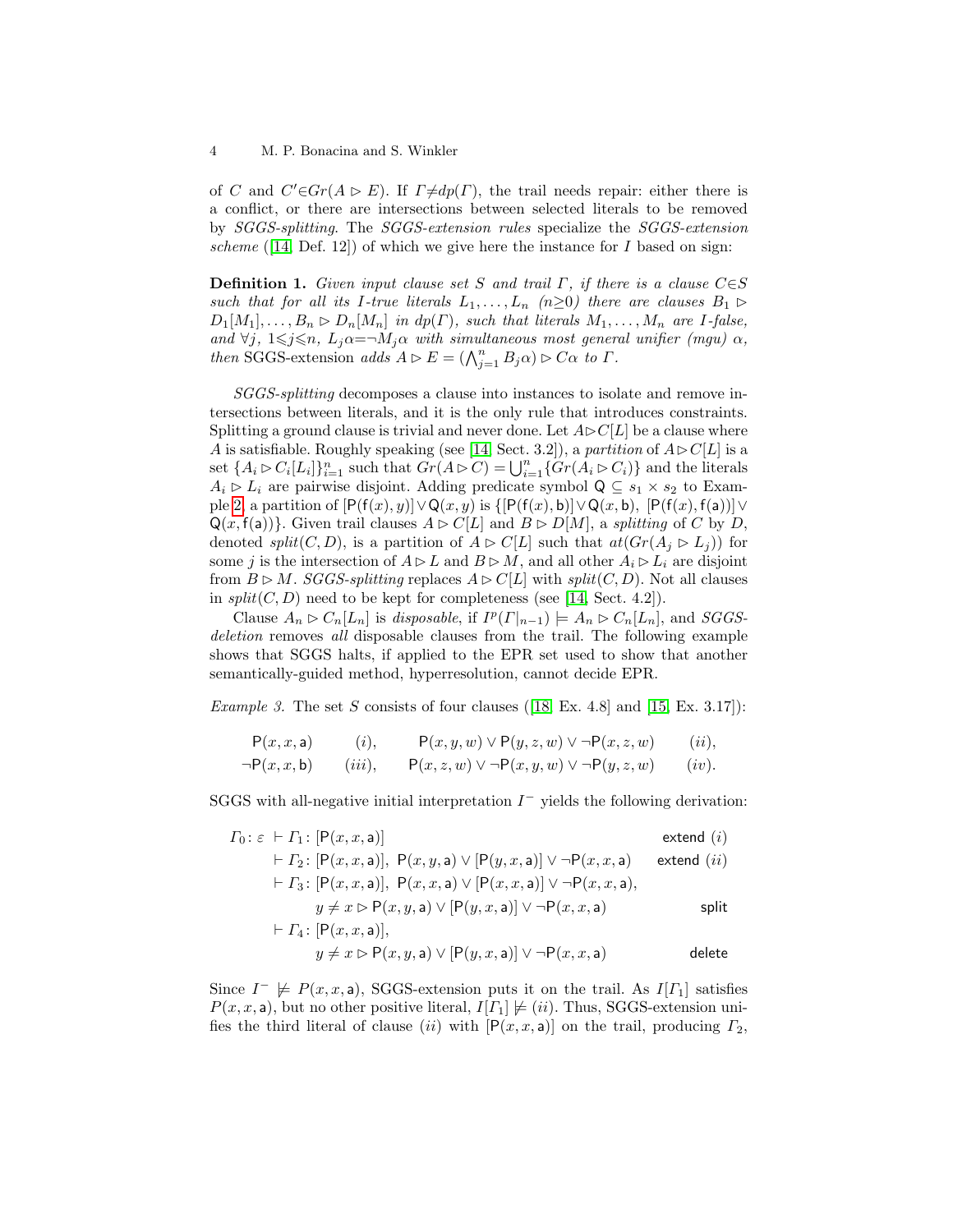of $C$ and $C' \in Gr(A \rhd E)$. If $\Gamma \neq dp(\Gamma)$, the trail needs repair: either there is a conflict, or there are intersections between selected literals to be removed by *SGGS-splitting*. The *SGGS-extension rules* specialize the *SGGS-extension scheme* ([14, Def. 12]) of which we give here the instance for $I$ based on sign:

**Definition 1.** *Given input clause set $S$ and trail $\Gamma$, if there is a clause $C \in S$ such that for all its $I$-true literals $L_1, \ldots, L_n$ ($n \geq 0$) there are clauses $B_1 \rhd D_1[M_1], \ldots, B_n \rhd D_n[M_n]$ in $dp(\Gamma)$, such that literals $M_1, \ldots, M_n$ are $I$-false, and $\forall j$, $1 \leqslant j \leqslant n$, $L_j\alpha = \neg M_j\alpha$ with simultaneous most general unifier (mgu) $\alpha$, then* SGGS-extension *adds $A \rhd E = (\bigwedge_{j=1}^{n} B_j\alpha) \rhd C\alpha$ to $\Gamma$.*

*SGGS-splitting* decomposes a clause into instances to isolate and remove intersections between literals, and it is the only rule that introduces constraints. Splitting a ground clause is trivial and never done. Let $A \rhd C[L]$ be a clause where $A$ is satisfiable. Roughly speaking (see [14, Sect. 3.2]), a *partition* of $A \rhd C[L]$ is a set $\{A_i \rhd C_i[L_i]\}_{i=1}^{n}$ such that $Gr(A \rhd C) = \bigcup_{i=1}^{n}\{Gr(A_i \rhd C_i)\}$ and the literals $A_i \rhd L_i$ are pairwise disjoint. Adding predicate symbol $\mathsf{Q} \subseteq s_1 \times s_2$ to Example 2, a partition of $[\mathsf{P}(\mathsf{f}(x), y)] \vee \mathsf{Q}(x, y)$ is $\{[\mathsf{P}(\mathsf{f}(x), \mathsf{b})] \vee \mathsf{Q}(x, \mathsf{b}),\ [\mathsf{P}(\mathsf{f}(x), \mathsf{f}(\mathsf{a}))] \vee \mathsf{Q}(x, \mathsf{f}(\mathsf{a}))\}$. Given trail clauses $A \rhd C[L]$ and $B \rhd D[M]$, a *splitting* of $C$ by $D$, denoted $split(C, D)$, is a partition of $A \rhd C[L]$ such that $at(Gr(A_j \rhd L_j))$ for some $j$ is the intersection of $A \rhd L$ and $B \rhd M$, and all other $A_i \rhd L_i$ are disjoint from $B \rhd M$. *SGGS-splitting* replaces $A \rhd C[L]$ with $split(C, D)$. Not all clauses in $split(C, D)$ need to be kept for completeness (see [14, Sect. 4.2]).

Clause $A_n \rhd C_n[L_n]$ is *disposable*, if $I^p(\Gamma|_{n-1}) \models A_n \rhd C_n[L_n]$, and *SGGS-deletion* removes *all* disposable clauses from the trail. The following example shows that SGGS halts, if applied to the EPR set used to show that another semantically-guided method, hyperresolution, cannot decide EPR.

*Example 3.* The set $S$ consists of four clauses ([18, Ex. 4.8] and [15, Ex. 3.17]):

$$\mathsf{P}(x, x, \mathsf{a}) \quad (i), \qquad \mathsf{P}(x, y, w) \vee \mathsf{P}(y, z, w) \vee \neg\mathsf{P}(x, z, w) \quad (ii),$$
$$\neg\mathsf{P}(x, x, \mathsf{b}) \quad (iii), \qquad \mathsf{P}(x, z, w) \vee \neg\mathsf{P}(x, y, w) \vee \neg\mathsf{P}(y, z, w) \quad (iv).$$

SGGS with all-negative initial interpretation $I^-$ yields the following derivation:

$$\begin{array}{lll}
\Gamma_0 \colon \varepsilon & \vdash \Gamma_1 \colon [\mathsf{P}(x, x, \mathsf{a})] & \text{extend } (i) \\
& \vdash \Gamma_2 \colon [\mathsf{P}(x, x, \mathsf{a})],\ \mathsf{P}(x, y, \mathsf{a}) \vee [\mathsf{P}(y, x, \mathsf{a})] \vee \neg\mathsf{P}(x, x, \mathsf{a}) & \text{extend } (ii) \\
& \vdash \Gamma_3 \colon [\mathsf{P}(x, x, \mathsf{a})],\ \mathsf{P}(x, x, \mathsf{a}) \vee [\mathsf{P}(x, x, \mathsf{a})] \vee \neg\mathsf{P}(x, x, \mathsf{a}), & \\
& \qquad y \neq x \rhd \mathsf{P}(x, y, \mathsf{a}) \vee [\mathsf{P}(y, x, \mathsf{a})] \vee \neg\mathsf{P}(x, x, \mathsf{a}) & \text{split} \\
& \vdash \Gamma_4 \colon [\mathsf{P}(x, x, \mathsf{a})], & \\
& \qquad y \neq x \rhd \mathsf{P}(x, y, \mathsf{a}) \vee [\mathsf{P}(y, x, \mathsf{a})] \vee \neg\mathsf{P}(x, x, \mathsf{a}) & \text{delete}
\end{array}$$

Since $I^- \not\models P(x, x, \mathsf{a})$, SGGS-extension puts it on the trail. As $I[\Gamma_1]$ satisfies $P(x, x, \mathsf{a})$, but no other positive literal, $I[\Gamma_1] \not\models (ii)$. Thus, SGGS-extension unifies the third literal of clause $(ii)$ with $[\mathsf{P}(x, x, \mathsf{a})]$ on the trail, producing $\Gamma_2$,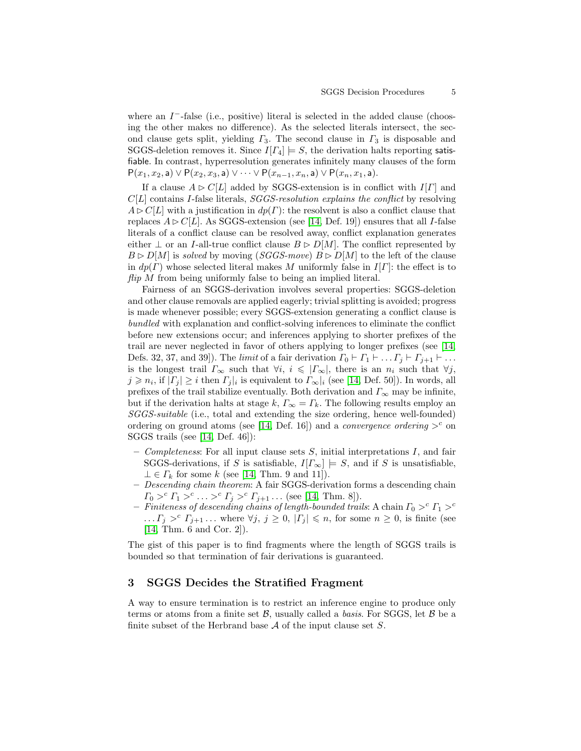where an $I^-$-false (i.e., positive) literal is selected in the added clause (choosing the other makes no difference). As the selected literals intersect, the second clause gets split, yielding $\Gamma_3$. The second clause in $\Gamma_3$ is disposable and SGGS-deletion removes it. Since $I[\Gamma_4] \models S$, the derivation halts reporting satisfiable. In contrast, hyperresolution generates infinitely many clauses of the form $\mathsf{P}(x_1, x_2, \mathsf{a}) \vee \mathsf{P}(x_2, x_3, \mathsf{a}) \vee \cdots \vee \mathsf{P}(x_{n-1}, x_n, \mathsf{a}) \vee \mathsf{P}(x_n, x_1, \mathsf{a})$.

If a clause $A \rhd C[L]$ added by SGGS-extension is in conflict with $I[\Gamma]$ and $C[L]$ contains $I$-false literals, *SGGS-resolution explains the conflict* by resolving $A \rhd C[L]$ with a justification in $dp(\Gamma)$: the resolvent is also a conflict clause that replaces $A \rhd C[L]$. As SGGS-extension (see [14, Def. 19]) ensures that all $I$-false literals of a conflict clause can be resolved away, conflict explanation generates either $\bot$ or an $I$-all-true conflict clause $B \rhd D[M]$. The conflict represented by $B \rhd D[M]$ is *solved* by moving (*SGGS-move*) $B \rhd D[M]$ to the left of the clause in $dp(\Gamma)$ whose selected literal makes $M$ uniformly false in $I[\Gamma]$: the effect is to *flip* $M$ from being uniformly false to being an implied literal.

Fairness of an SGGS-derivation involves several properties: SGGS-deletion and other clause removals are applied eagerly; trivial splitting is avoided; progress is made whenever possible; every SGGS-extension generating a conflict clause is *bundled* with explanation and conflict-solving inferences to eliminate the conflict before new extensions occur; and inferences applying to shorter prefixes of the trail are never neglected in favor of others applying to longer prefixes (see [14, Defs. 32, 37, and 39]). The *limit* of a fair derivation $\Gamma_0 \vdash \Gamma_1 \vdash \ldots \Gamma_j \vdash \Gamma_{j+1} \vdash \ldots$ is the longest trail $\Gamma_\infty$ such that $\forall i,\ i \leqslant |\Gamma_\infty|$, there is an $n_i$ such that $\forall j$, $j \geqslant n_i$, if $|\Gamma_j| \geq i$ then $\Gamma_j|_i$ is equivalent to $\Gamma_\infty|_i$ (see [14, Def. 50]). In words, all prefixes of the trail stabilize eventually. Both derivation and $\Gamma_\infty$ may be infinite, but if the derivation halts at stage $k$, $\Gamma_\infty = \Gamma_k$. The following results employ an *SGGS-suitable* (i.e., total and extending the size ordering, hence well-founded) ordering on ground atoms (see [14, Def. 16]) and a *convergence ordering* $>^c$ on SGGS trails (see [14, Def. 46]):

- *Completeness*: For all input clause sets $S$, initial interpretations $I$, and fair SGGS-derivations, if $S$ is satisfiable, $I[\Gamma_\infty] \models S$, and if $S$ is unsatisfiable, $\bot \in \Gamma_k$ for some $k$ (see [14, Thm. 9 and 11]).
- *Descending chain theorem*: A fair SGGS-derivation forms a descending chain $\Gamma_0 >^c \Gamma_1 >^c \ldots >^c \Gamma_j >^c \Gamma_{j+1} \ldots$ (see [14, Thm. 8]).
- *Finiteness of descending chains of length-bounded trails*: A chain $\Gamma_0 >^c \Gamma_1 >^c \ldots \Gamma_j >^c \Gamma_{j+1} \ldots$ where $\forall j,\ j \geq 0,\ |\Gamma_j| \leqslant n$, for some $n \geq 0$, is finite (see [14, Thm. 6 and Cor. 2]).

The gist of this paper is to find fragments where the length of SGGS trails is bounded so that termination of fair derivations is guaranteed.

## 3 SGGS Decides the Stratified Fragment

A way to ensure termination is to restrict an inference engine to produce only terms or atoms from a finite set $\mathcal{B}$, usually called a *basis*. For SGGS, let $\mathcal{B}$ be a finite subset of the Herbrand base $\mathcal{A}$ of the input clause set $S$.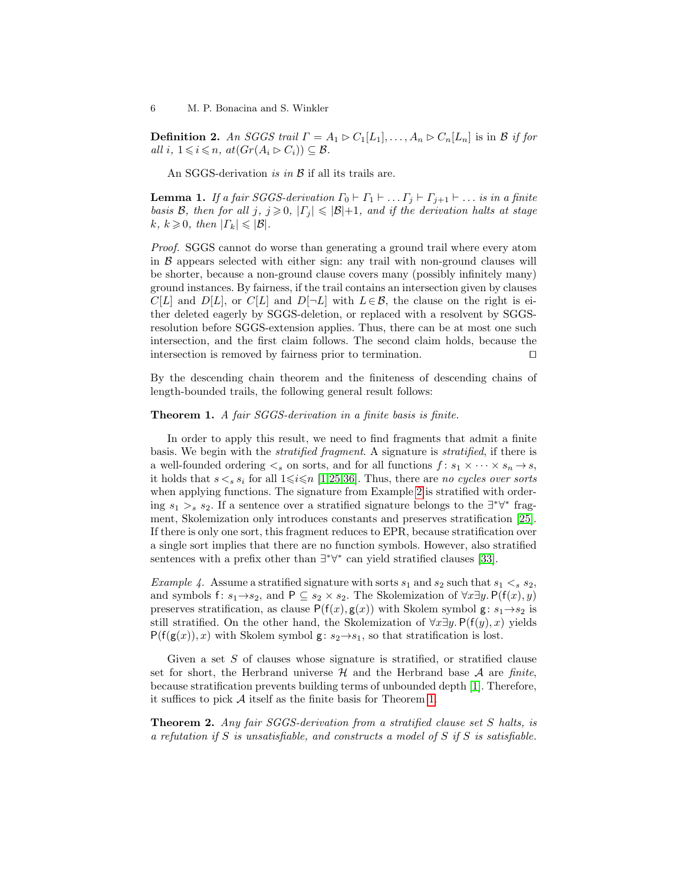**Definition 2.** *An SGGS trail $\Gamma = A_1 \rhd C_1[L_1], \ldots, A_n \rhd C_n[L_n]$* is in $\mathcal{B}$ *if for all $i$, $1 \leqslant i \leqslant n$, $at(Gr(A_i \rhd C_i)) \subseteq \mathcal{B}$.*

An SGGS-derivation *is in* $\mathcal{B}$ if all its trails are.

**Lemma 1.** *If a fair SGGS-derivation $\Gamma_0 \vdash \Gamma_1 \vdash \ldots \Gamma_j \vdash \Gamma_{j+1} \vdash \ldots$ is in a finite basis $\mathcal{B}$, then for all $j$, $j \geqslant 0$, $|\Gamma_j| \leqslant |\mathcal{B}|+1$, and if the derivation halts at stage $k$, $k \geqslant 0$, then $|\Gamma_k| \leqslant |\mathcal{B}|$.*

*Proof.* SGGS cannot do worse than generating a ground trail where every atom in $\mathcal{B}$ appears selected with either sign: any trail with non-ground clauses will be shorter, because a non-ground clause covers many (possibly infinitely many) ground instances. By fairness, if the trail contains an intersection given by clauses $C[L]$ and $D[L]$, or $C[L]$ and $D[\neg L]$ with $L \in \mathcal{B}$, the clause on the right is either deleted eagerly by SGGS-deletion, or replaced with a resolvent by SGGS-resolution before SGGS-extension applies. Thus, there can be at most one such intersection, and the first claim follows. The second claim holds, because the intersection is removed by fairness prior to termination. ◻

By the descending chain theorem and the finiteness of descending chains of length-bounded trails, the following general result follows:

**Theorem 1.** *A fair SGGS-derivation in a finite basis is finite.*

In order to apply this result, we need to find fragments that admit a finite basis. We begin with the *stratified fragment*. A signature is *stratified*, if there is a well-founded ordering $<_s$ on sorts, and for all functions $f : s_1 \times \cdots \times s_n \to s$, it holds that $s <_s s_i$ for all $1 \leqslant i \leqslant n$ [1,25,36]. Thus, there are *no cycles over sorts* when applying functions. The signature from Example 2 is stratified with ordering $s_1 >_s s_2$. If a sentence over a stratified signature belongs to the $\exists^*\forall^*$ fragment, Skolemization only introduces constants and preserves stratification [25]. If there is only one sort, this fragment reduces to EPR, because stratification over a single sort implies that there are no function symbols. However, also stratified sentences with a prefix other than $\exists^*\forall^*$ can yield stratified clauses [33].

*Example 4.* Assume a stratified signature with sorts $s_1$ and $s_2$ such that $s_1 <_s s_2$, and symbols $\mathsf{f} \colon s_1 \to s_2$, and $\mathsf{P} \subseteq s_2 \times s_2$. The Skolemization of $\forall x \exists y.\, \mathsf{P}(\mathsf{f}(x), y)$ preserves stratification, as clause $\mathsf{P}(\mathsf{f}(x), \mathsf{g}(x))$ with Skolem symbol $\mathsf{g} \colon s_1 \to s_2$ is still stratified. On the other hand, the Skolemization of $\forall x \exists y.\, \mathsf{P}(\mathsf{f}(y), x)$ yields $\mathsf{P}(\mathsf{f}(\mathsf{g}(x)), x)$ with Skolem symbol $\mathsf{g} \colon s_2 \to s_1$, so that stratification is lost.

Given a set $S$ of clauses whose signature is stratified, or stratified clause set for short, the Herbrand universe $\mathcal{H}$ and the Herbrand base $\mathcal{A}$ are *finite*, because stratification prevents building terms of unbounded depth [1]. Therefore, it suffices to pick $\mathcal{A}$ itself as the finite basis for Theorem 1.

**Theorem 2.** *Any fair SGGS-derivation from a stratified clause set $S$ halts, is a refutation if $S$ is unsatisfiable, and constructs a model of $S$ if $S$ is satisfiable.*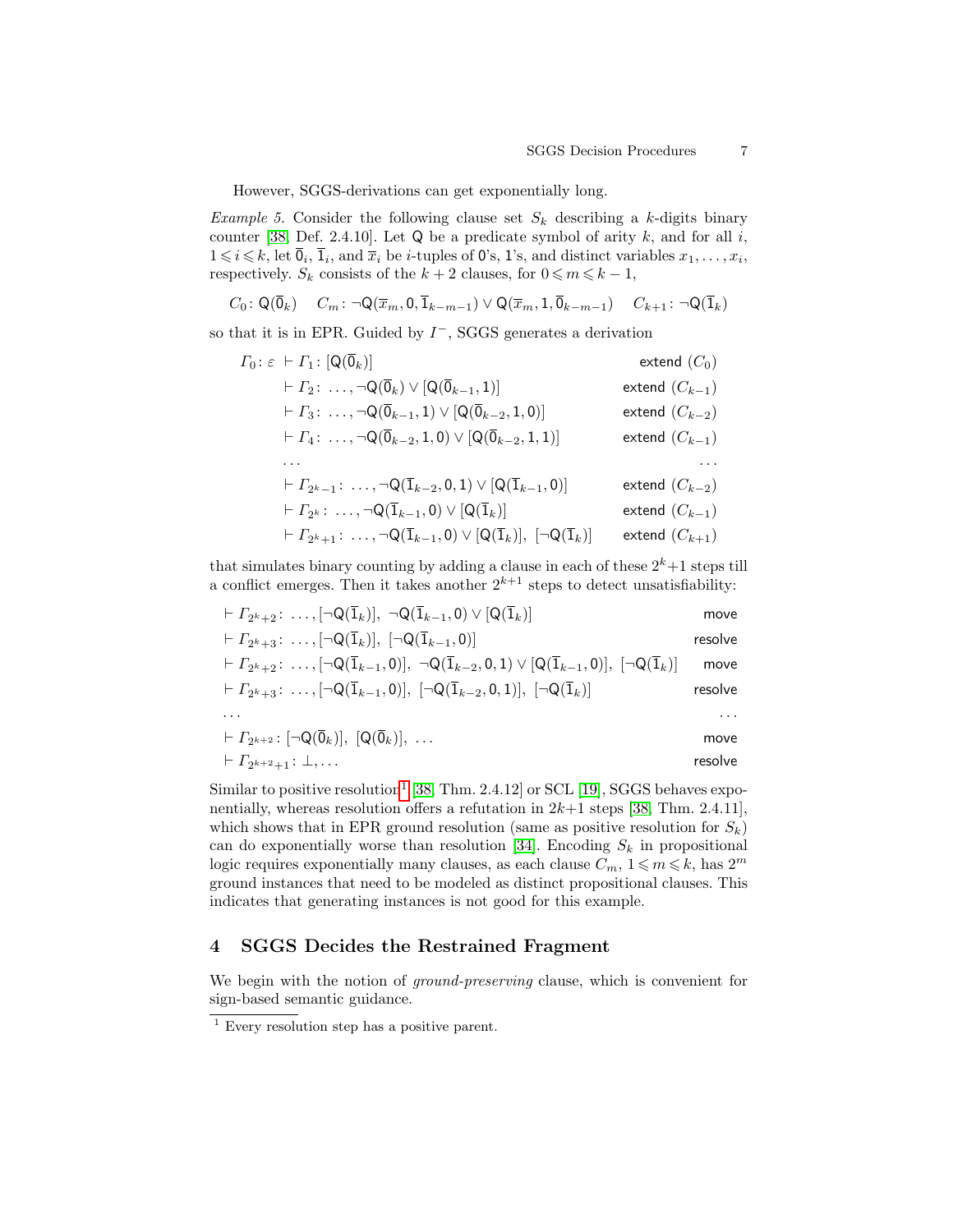However, SGGS-derivations can get exponentially long.

*Example 5.* Consider the following clause set $S_k$ describing a $k$-digits binary counter [38, Def. 2.4.10]. Let $\mathsf{Q}$ be a predicate symbol of arity $k$, and for all $i$, $1 \leqslant i \leqslant k$, let $\overline{0}_i$, $\overline{1}_i$, and $\overline{x}_i$ be $i$-tuples of $0$'s, $1$'s, and distinct variables $x_1, \ldots, x_i$, respectively. $S_k$ consists of the $k+2$ clauses, for $0 \leqslant m \leqslant k-1$,

$$C_0\colon \mathsf{Q}(\overline{0}_k) \quad C_m\colon \neg\mathsf{Q}(\overline{x}_m, 0, \overline{1}_{k-m-1}) \vee \mathsf{Q}(\overline{x}_m, 1, \overline{0}_{k-m-1}) \quad C_{k+1}\colon \neg\mathsf{Q}(\overline{1}_k)$$

so that it is in EPR. Guided by $I^-$, SGGS generates a derivation

$$\begin{array}{lr}
\Gamma_0\colon \varepsilon \ \vdash \Gamma_1\colon [\mathsf{Q}(\overline{0}_k)] & \mathsf{extend}\ (C_0) \\
\vdash \Gamma_2\colon \ \ldots, \neg\mathsf{Q}(\overline{0}_k) \vee [\mathsf{Q}(\overline{0}_{k-1}, 1)] & \mathsf{extend}\ (C_{k-1}) \\
\vdash \Gamma_3\colon \ \ldots, \neg\mathsf{Q}(\overline{0}_{k-1}, 1) \vee [\mathsf{Q}(\overline{0}_{k-2}, 1, 0)] & \mathsf{extend}\ (C_{k-2}) \\
\vdash \Gamma_4\colon \ \ldots, \neg\mathsf{Q}(\overline{0}_{k-2}, 1, 0) \vee [\mathsf{Q}(\overline{0}_{k-2}, 1, 1)] & \mathsf{extend}\ (C_{k-1}) \\
\ldots & \ldots \\
\vdash \Gamma_{2^k-1}\colon \ \ldots, \neg\mathsf{Q}(\overline{1}_{k-2}, 0, 1) \vee [\mathsf{Q}(\overline{1}_{k-1}, 0)] & \mathsf{extend}\ (C_{k-2}) \\
\vdash \Gamma_{2^k}\colon \ \ldots, \neg\mathsf{Q}(\overline{1}_{k-1}, 0) \vee [\mathsf{Q}(\overline{1}_k)] & \mathsf{extend}\ (C_{k-1}) \\
\vdash \Gamma_{2^k+1}\colon \ \ldots, \neg\mathsf{Q}(\overline{1}_{k-1}, 0) \vee [\mathsf{Q}(\overline{1}_k)],\ [\neg\mathsf{Q}(\overline{1}_k)] & \mathsf{extend}\ (C_{k+1})
\end{array}$$

that simulates binary counting by adding a clause in each of these $2^k+1$ steps till a conflict emerges. Then it takes another $2^{k+1}$ steps to detect unsatisfiability:

$$\begin{array}{lr}
\vdash \Gamma_{2^k+2}\colon \ \ldots, [\neg\mathsf{Q}(\overline{1}_k)],\ \neg\mathsf{Q}(\overline{1}_{k-1}, 0) \vee [\mathsf{Q}(\overline{1}_k)] & \mathsf{move} \\
\vdash \Gamma_{2^k+3}\colon \ \ldots, [\neg\mathsf{Q}(\overline{1}_k)],\ [\neg\mathsf{Q}(\overline{1}_{k-1}, 0)] & \mathsf{resolve} \\
\vdash \Gamma_{2^k+2}\colon \ \ldots, [\neg\mathsf{Q}(\overline{1}_{k-1}, 0)],\ \neg\mathsf{Q}(\overline{1}_{k-2}, 0, 1) \vee [\mathsf{Q}(\overline{1}_{k-1}, 0)],\ [\neg\mathsf{Q}(\overline{1}_k)] & \mathsf{move} \\
\vdash \Gamma_{2^k+3}\colon \ \ldots, [\neg\mathsf{Q}(\overline{1}_{k-1}, 0)],\ [\neg\mathsf{Q}(\overline{1}_{k-2}, 0, 1)],\ [\neg\mathsf{Q}(\overline{1}_k)] & \mathsf{resolve} \\
\ldots & \ldots \\
\vdash \Gamma_{2^{k+2}}\colon [\neg\mathsf{Q}(\overline{0}_k)],\ [\mathsf{Q}(\overline{0}_k)],\ \ldots & \mathsf{move} \\
\vdash \Gamma_{2^{k+2}+1}\colon \bot, \ldots & \mathsf{resolve}
\end{array}$$

Similar to positive resolution[1] [38, Thm. 2.4.12] or SCL [19], SGGS behaves exponentially, whereas resolution offers a refutation in $2k+1$ steps [38, Thm. 2.4.11], which shows that in EPR ground resolution (same as positive resolution for $S_k$) can do exponentially worse than resolution [34]. Encoding $S_k$ in propositional logic requires exponentially many clauses, as each clause $C_m$, $1 \leqslant m \leqslant k$, has $2^m$ ground instances that need to be modeled as distinct propositional clauses. This indicates that generating instances is not good for this example.

## 4 SGGS Decides the Restrained Fragment

We begin with the notion of *ground-preserving* clause, which is convenient for sign-based semantic guidance.

[1] Every resolution step has a positive parent.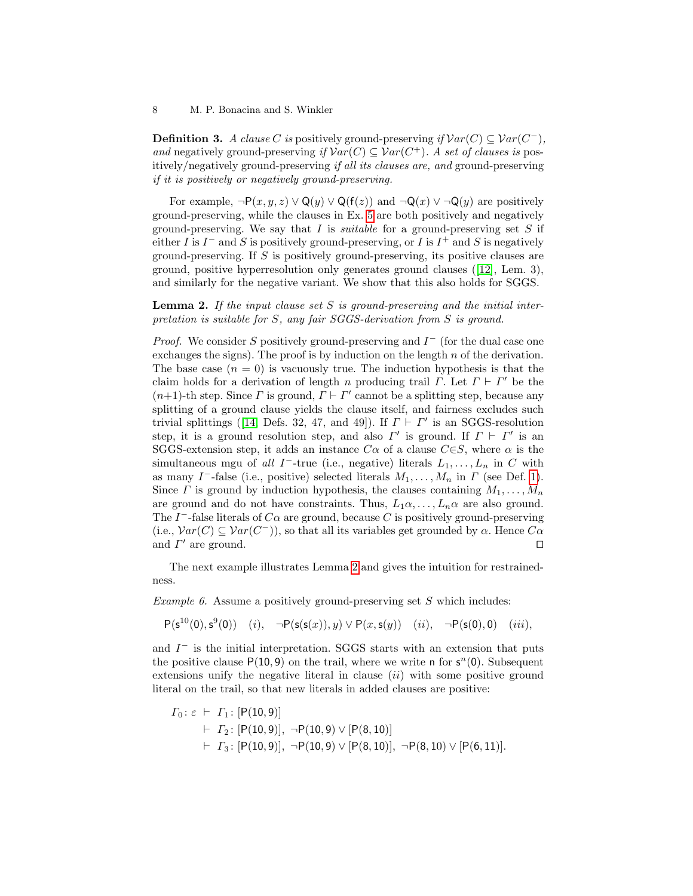**Definition 3.** *A clause $C$ is* positively ground-preserving *if $\mathcal{V}ar(C) \subseteq \mathcal{V}ar(C^-)$, and* negatively ground-preserving *if $\mathcal{V}ar(C) \subseteq \mathcal{V}ar(C^+)$. A set of clauses is* positively/negatively ground-preserving *if all its clauses are, and* ground-preserving *if it is positively or negatively ground-preserving.*

For example, $\neg \mathsf{P}(x, y, z) \vee \mathsf{Q}(y) \vee \mathsf{Q}(\mathsf{f}(z))$ and $\neg \mathsf{Q}(x) \vee \neg \mathsf{Q}(y)$ are positively ground-preserving, while the clauses in Ex. 5 are both positively and negatively ground-preserving. We say that $I$ is *suitable* for a ground-preserving set $S$ if either $I$ is $I^-$ and $S$ is positively ground-preserving, or $I$ is $I^+$ and $S$ is negatively ground-preserving. If $S$ is positively ground-preserving, its positive clauses are ground, positive hyperresolution only generates ground clauses ([12], Lem. 3), and similarly for the negative variant. We show that this also holds for SGGS.

**Lemma 2.** *If the input clause set $S$ is ground-preserving and the initial interpretation is suitable for $S$, any fair SGGS-derivation from $S$ is ground.*

*Proof.* We consider $S$ positively ground-preserving and $I^-$ (for the dual case one exchanges the signs). The proof is by induction on the length $n$ of the derivation. The base case ($n = 0$) is vacuously true. The induction hypothesis is that the claim holds for a derivation of length $n$ producing trail $\Gamma$. Let $\Gamma \vdash \Gamma'$ be the $(n+1)$-th step. Since $\Gamma$ is ground, $\Gamma \vdash \Gamma'$ cannot be a splitting step, because any splitting of a ground clause yields the clause itself, and fairness excludes such trivial splittings ([14] Defs. 32, 47, and 49]). If $\Gamma \vdash \Gamma'$ is an SGGS-resolution step, it is a ground resolution step, and also $\Gamma'$ is ground. If $\Gamma \vdash \Gamma'$ is an SGGS-extension step, it adds an instance $C\alpha$ of a clause $C \in S$, where $\alpha$ is the simultaneous mgu of *all* $I^-$-true (i.e., negative) literals $L_1, \dots, L_n$ in $C$ with as many $I^-$-false (i.e., positive) selected literals $M_1, \dots, M_n$ in $\Gamma$ (see Def. 1). Since $\Gamma$ is ground by induction hypothesis, the clauses containing $M_1, \dots, M_n$ are ground and do not have constraints. Thus, $L_1\alpha, \dots, L_n\alpha$ are also ground. The $I^-$-false literals of $C\alpha$ are ground, because $C$ is positively ground-preserving (i.e., $\mathcal{V}ar(C) \subseteq \mathcal{V}ar(C^-)$), so that all its variables get grounded by $\alpha$. Hence $C\alpha$ and $\Gamma'$ are ground. $\square$

The next example illustrates Lemma 2 and gives the intuition for restrainedness.

*Example 6.* Assume a positively ground-preserving set $S$ which includes:

$$\mathsf{P}(\mathsf{s}^{10}(0), \mathsf{s}^9(0)) \quad (i), \quad \neg \mathsf{P}(\mathsf{s}(\mathsf{s}(x)), y) \vee \mathsf{P}(x, \mathsf{s}(y)) \quad (ii), \quad \neg \mathsf{P}(\mathsf{s}(0), 0) \quad (iii),$$

and $I^-$ is the initial interpretation. SGGS starts with an extension that puts the positive clause $\mathsf{P}(10, 9)$ on the trail, where we write $\mathsf{n}$ for $\mathsf{s}^n(0)$. Subsequent extensions unify the negative literal in clause $(ii)$ with some positive ground literal on the trail, so that new literals in added clauses are positive:

$$\begin{aligned}
\Gamma_0 \colon \varepsilon \ \vdash \ & \Gamma_1 \colon [\mathsf{P}(10, 9)] \\
\vdash \ & \Gamma_2 \colon [\mathsf{P}(10, 9)], \ \neg \mathsf{P}(10, 9) \vee [\mathsf{P}(8, 10)] \\
\vdash \ & \Gamma_3 \colon [\mathsf{P}(10, 9)], \ \neg \mathsf{P}(10, 9) \vee [\mathsf{P}(8, 10)], \ \neg \mathsf{P}(8, 10) \vee [\mathsf{P}(6, 11)].
\end{aligned}$$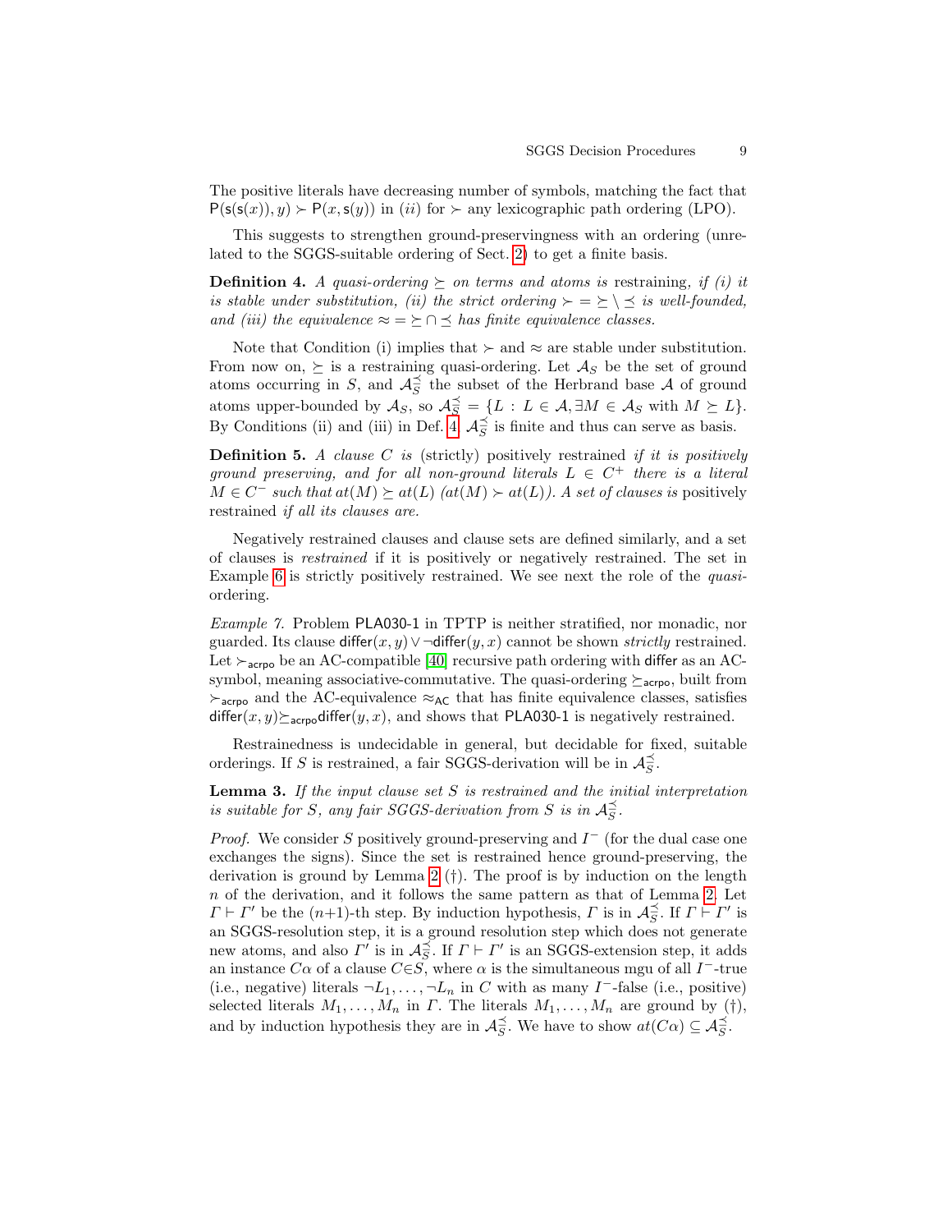The positive literals have decreasing number of symbols, matching the fact that $\mathsf{P}(\mathsf{s}(\mathsf{s}(x)), y) \succ \mathsf{P}(x, \mathsf{s}(y))$ in (*ii*) for $\succ$ any lexicographic path ordering (LPO).

This suggests to strengthen ground-preservingness with an ordering (unrelated to the SGGS-suitable ordering of Sect. 2) to get a finite basis.

**Definition 4.** *A quasi-ordering $\succeq$ on terms and atoms is* restraining*, if (i) it is stable under substitution, (ii) the strict ordering $\succ = \succeq \setminus \preceq$ is well-founded, and (iii) the equivalence $\approx = \succeq \cap \preceq$ has finite equivalence classes.*

Note that Condition (i) implies that $\succ$ and $\approx$ are stable under substitution. From now on, $\succeq$ is a restraining quasi-ordering. Let $\mathcal{A}_S$ be the set of ground atoms occurring in $S$, and $\mathcal{A}_S^{\preceq}$ the subset of the Herbrand base $\mathcal{A}$ of ground atoms upper-bounded by $\mathcal{A}_S$, so $\mathcal{A}_S^{\preceq} = \{L : L \in \mathcal{A}, \exists M \in \mathcal{A}_S \text{ with } M \succeq L\}$. By Conditions (ii) and (iii) in Def. 4, $\mathcal{A}_S^{\preceq}$ is finite and thus can serve as basis.

**Definition 5.** *A clause $C$ is* (strictly) positively restrained *if it is positively ground preserving, and for all non-ground literals $L \in C^+$ there is a literal $M \in C^-$ such that $at(M) \succeq at(L)$ ($at(M) \succ at(L)$). A set of clauses is* positively restrained *if all its clauses are.*

Negatively restrained clauses and clause sets are defined similarly, and a set of clauses is *restrained* if it is positively or negatively restrained. The set in Example 6 is strictly positively restrained. We see next the role of the *quasi*-ordering.

*Example 7.* Problem $\mathsf{PLA030\text{-}1}$ in TPTP is neither stratified, nor monadic, nor guarded. Its clause $\mathsf{differ}(x, y) \vee \neg\mathsf{differ}(y, x)$ cannot be shown *strictly* restrained. Let $\succ_{\mathsf{acrpo}}$ be an AC-compatible [40] recursive path ordering with $\mathsf{differ}$ as an AC-symbol, meaning associative-commutative. The quasi-ordering $\succeq_{\mathsf{acrpo}}$, built from $\succ_{\mathsf{acrpo}}$ and the AC-equivalence $\approx_{\mathsf{AC}}$ that has finite equivalence classes, satisfies $\mathsf{differ}(x, y) \succeq_{\mathsf{acrpo}} \mathsf{differ}(y, x)$, and shows that $\mathsf{PLA030\text{-}1}$ is negatively restrained.

Restrainedness is undecidable in general, but decidable for fixed, suitable orderings. If $S$ is restrained, a fair SGGS-derivation will be in $\mathcal{A}_S^{\preceq}$.

**Lemma 3.** *If the input clause set $S$ is restrained and the initial interpretation is suitable for $S$, any fair SGGS-derivation from $S$ is in $\mathcal{A}_S^{\preceq}$.*

*Proof.* We consider $S$ positively ground-preserving and $I^-$ (for the dual case one exchanges the signs). Since the set is restrained hence ground-preserving, the derivation is ground by Lemma 2 (†). The proof is by induction on the length $n$ of the derivation, and it follows the same pattern as that of Lemma 2. Let $\Gamma \vdash \Gamma'$ be the $(n{+}1)$-th step. By induction hypothesis, $\Gamma$ is in $\mathcal{A}_S^{\preceq}$. If $\Gamma \vdash \Gamma'$ is an SGGS-resolution step, it is a ground resolution step which does not generate new atoms, and also $\Gamma'$ is in $\mathcal{A}_S^{\preceq}$. If $\Gamma \vdash \Gamma'$ is an SGGS-extension step, it adds an instance $C\alpha$ of a clause $C \in S$, where $\alpha$ is the simultaneous mgu of all $I^-$-true (i.e., negative) literals $\neg L_1, \ldots, \neg L_n$ in $C$ with as many $I^-$-false (i.e., positive) selected literals $M_1, \ldots, M_n$ in $\Gamma$. The literals $M_1, \ldots, M_n$ are ground by (†), and by induction hypothesis they are in $\mathcal{A}_S^{\preceq}$. We have to show $at(C\alpha) \subseteq \mathcal{A}_S^{\preceq}$.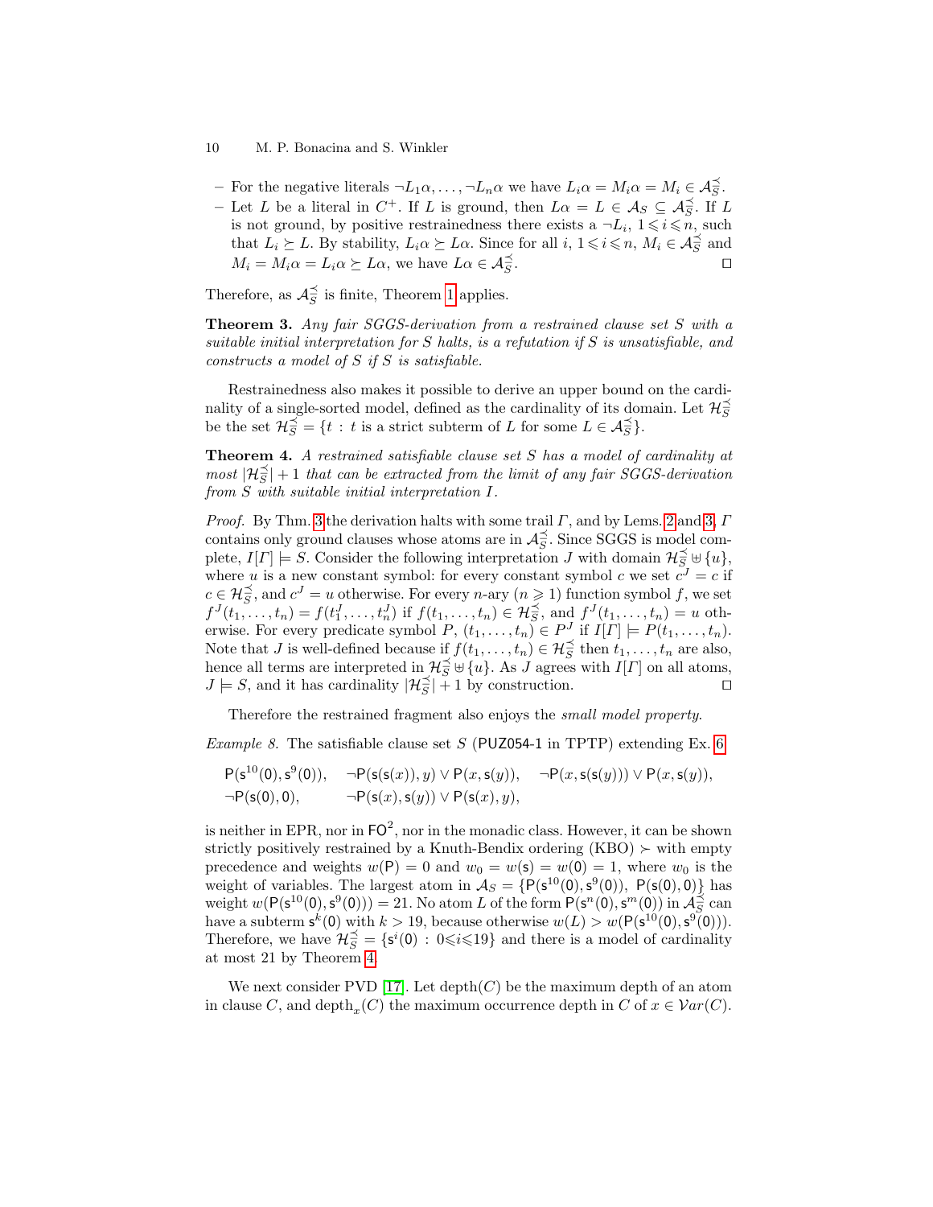– For the negative literals $\neg L_1\alpha, \ldots, \neg L_n\alpha$ we have $L_i\alpha = M_i\alpha = M_i \in \mathcal{A}_S^{\preceq}$.
– Let $L$ be a literal in $C^+$. If $L$ is ground, then $L\alpha = L \in \mathcal{A}_S \subseteq \mathcal{A}_S^{\preceq}$. If $L$ is not ground, by positive restrainedness there exists a $\neg L_i$, $1 \leqslant i \leqslant n$, such that $L_i \succeq L$. By stability, $L_i\alpha \succeq L\alpha$. Since for all $i$, $1 \leqslant i \leqslant n$, $M_i \in \mathcal{A}_S^{\preceq}$ and $M_i = M_i\alpha = L_i\alpha \succeq L\alpha$, we have $L\alpha \in \mathcal{A}_S^{\preceq}$. ◻

Therefore, as $\mathcal{A}_S^{\preceq}$ is finite, Theorem 1 applies.

**Theorem 3.** *Any fair SGGS-derivation from a restrained clause set $S$ with a suitable initial interpretation for $S$ halts, is a refutation if $S$ is unsatisfiable, and constructs a model of $S$ if $S$ is satisfiable.*

Restrainedness also makes it possible to derive an upper bound on the cardinality of a single-sorted model, defined as the cardinality of its domain. Let $\mathcal{H}_S^{\preceq}$ be the set $\mathcal{H}_S^{\preceq} = \{t : t \text{ is a strict subterm of } L \text{ for some } L \in \mathcal{A}_S^{\preceq}\}$.

**Theorem 4.** *A restrained satisfiable clause set $S$ has a model of cardinality at most $|\mathcal{H}_S^{\preceq}| + 1$ that can be extracted from the limit of any fair SGGS-derivation from $S$ with suitable initial interpretation $I$.*

*Proof.* By Thm. 3 the derivation halts with some trail $\Gamma$, and by Lems. 2 and 3, $\Gamma$ contains only ground clauses whose atoms are in $\mathcal{A}_S^{\preceq}$. Since SGGS is model complete, $I[\Gamma] \models S$. Consider the following interpretation $J$ with domain $\mathcal{H}_S^{\preceq} \uplus \{u\}$, where $u$ is a new constant symbol: for every constant symbol $c$ we set $c^J = c$ if $c \in \mathcal{H}_S^{\preceq}$, and $c^J = u$ otherwise. For every $n$-ary ($n \geqslant 1$) function symbol $f$, we set $f^J(t_1, \ldots, t_n) = f(t_1^J, \ldots, t_n^J)$ if $f(t_1, \ldots, t_n) \in \mathcal{H}_S^{\preceq}$, and $f^J(t_1, \ldots, t_n) = u$ otherwise. For every predicate symbol $P$, $(t_1, \ldots, t_n) \in P^J$ if $I[\Gamma] \models P(t_1, \ldots, t_n)$. Note that $J$ is well-defined because if $f(t_1, \ldots, t_n) \in \mathcal{H}_S^{\preceq}$ then $t_1, \ldots, t_n$ are also, hence all terms are interpreted in $\mathcal{H}_S^{\preceq} \uplus \{u\}$. As $J$ agrees with $I[\Gamma]$ on all atoms, $J \models S$, and it has cardinality $|\mathcal{H}_S^{\preceq}| + 1$ by construction. ◻

Therefore the restrained fragment also enjoys the *small model property*.

*Example 8.* The satisfiable clause set $S$ (PUZ054-1 in TPTP) extending Ex. 6

$$\mathsf{P}(\mathsf{s}^{10}(\mathsf{0}), \mathsf{s}^{9}(\mathsf{0})), \quad \neg\mathsf{P}(\mathsf{s}(\mathsf{s}(x)), y) \vee \mathsf{P}(x, \mathsf{s}(y)), \quad \neg\mathsf{P}(x, \mathsf{s}(\mathsf{s}(y))) \vee \mathsf{P}(x, \mathsf{s}(y)),$$
$$\neg\mathsf{P}(\mathsf{s}(\mathsf{0}), \mathsf{0}), \qquad \neg\mathsf{P}(\mathsf{s}(x), \mathsf{s}(y)) \vee \mathsf{P}(\mathsf{s}(x), y),$$

is neither in EPR, nor in $\mathsf{FO}^2$, nor in the monadic class. However, it can be shown strictly positively restrained by a Knuth-Bendix ordering (KBO) $\succ$ with empty precedence and weights $w(\mathsf{P}) = 0$ and $w_0 = w(\mathsf{s}) = w(\mathsf{0}) = 1$, where $w_0$ is the weight of variables. The largest atom in $\mathcal{A}_S = \{\mathsf{P}(\mathsf{s}^{10}(\mathsf{0}), \mathsf{s}^{9}(\mathsf{0})),\ \mathsf{P}(\mathsf{s}(\mathsf{0}), \mathsf{0})\}$ has weight $w(\mathsf{P}(\mathsf{s}^{10}(\mathsf{0}), \mathsf{s}^{9}(\mathsf{0}))) = 21$. No atom $L$ of the form $\mathsf{P}(\mathsf{s}^{n}(\mathsf{0}), \mathsf{s}^{m}(\mathsf{0}))$ in $\mathcal{A}_S^{\preceq}$ can have a subterm $\mathsf{s}^{k}(\mathsf{0})$ with $k > 19$, because otherwise $w(L) > w(\mathsf{P}(\mathsf{s}^{10}(\mathsf{0}), \mathsf{s}^{9}(\mathsf{0})))$. Therefore, we have $\mathcal{H}_S^{\preceq} = \{\mathsf{s}^{i}(\mathsf{0}) : 0 \leqslant i \leqslant 19\}$ and there is a model of cardinality at most 21 by Theorem 4.

We next consider PVD [17]. Let $\mathrm{depth}(C)$ be the maximum depth of an atom in clause $C$, and $\mathrm{depth}_x(C)$ the maximum occurrence depth in $C$ of $x \in \mathcal{V}ar(C)$.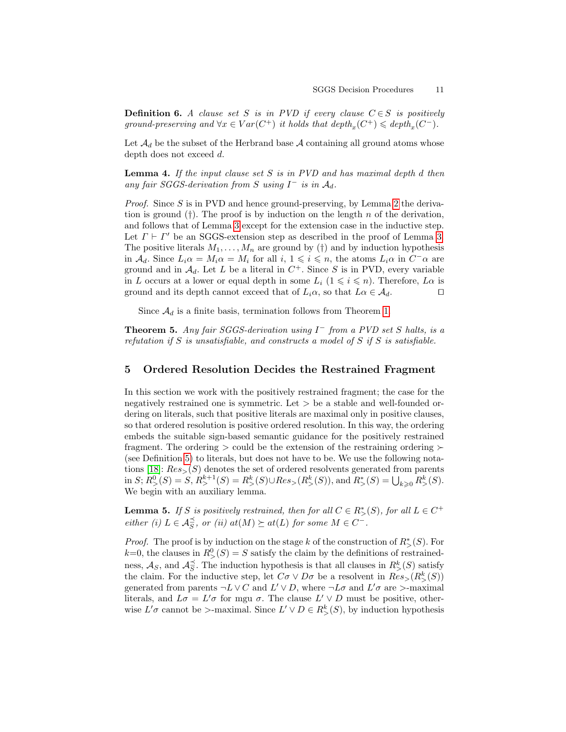**Definition 6.** *A clause set $S$ is in PVD if every clause $C \in S$ is positively ground-preserving and $\forall x \in Var(C^+)$ it holds that $depth_x(C^+) \leqslant depth_x(C^-)$.*

Let $\mathcal{A}_d$ be the subset of the Herbrand base $\mathcal{A}$ containing all ground atoms whose depth does not exceed $d$.

**Lemma 4.** *If the input clause set $S$ is in PVD and has maximal depth $d$ then any fair SGGS-derivation from $S$ using $I^-$ is in $\mathcal{A}_d$.*

*Proof.* Since $S$ is in PVD and hence ground-preserving, by Lemma 2 the derivation is ground (†). The proof is by induction on the length $n$ of the derivation, and follows that of Lemma 3 except for the extension case in the inductive step. Let $\Gamma \vdash \Gamma'$ be an SGGS-extension step as described in the proof of Lemma 3. The positive literals $M_1, \ldots, M_n$ are ground by (†) and by induction hypothesis in $\mathcal{A}_d$. Since $L_i\alpha = M_i\alpha = M_i$ for all $i$, $1 \leqslant i \leqslant n$, the atoms $L_i\alpha$ in $C^-\alpha$ are ground and in $\mathcal{A}_d$. Let $L$ be a literal in $C^+$. Since $S$ is in PVD, every variable in $L$ occurs at a lower or equal depth in some $L_i$ ($1 \leqslant i \leqslant n$). Therefore, $L\alpha$ is ground and its depth cannot exceed that of $L_i\alpha$, so that $L\alpha \in \mathcal{A}_d$. ☐

Since $\mathcal{A}_d$ is a finite basis, termination follows from Theorem 1.

**Theorem 5.** *Any fair SGGS-derivation using $I^-$ from a PVD set $S$ halts, is a refutation if $S$ is unsatisfiable, and constructs a model of $S$ if $S$ is satisfiable.*

## 5 Ordered Resolution Decides the Restrained Fragment

In this section we work with the positively restrained fragment; the case for the negatively restrained one is symmetric. Let $>$ be a stable and well-founded ordering on literals, such that positive literals are maximal only in positive clauses, so that ordered resolution is positive ordered resolution. In this way, the ordering embeds the suitable sign-based semantic guidance for the positively restrained fragment. The ordering $>$ could be the extension of the restraining ordering $\succ$ (see Definition 5) to literals, but does not have to be. We use the following notations [18]: $Res_>(S)$ denotes the set of ordered resolvents generated from parents in $S$; $R^0_>(S) = S$, $R^{k+1}_>(S) = R^k_>(S) \cup Res_>(R^k_>(S))$, and $R^*_>(S) = \bigcup_{k \geqslant 0} R^k_>(S)$. We begin with an auxiliary lemma.

**Lemma 5.** *If $S$ is positively restrained, then for all $C \in R^*_>(S)$, for all $L \in C^+$ either (i) $L \in \mathcal{A}^{\preceq}_S$, or (ii) $at(M) \succeq at(L)$ for some $M \in C^-$.*

*Proof.* The proof is by induction on the stage $k$ of the construction of $R^*_>(S)$. For $k$=0, the clauses in $R^0_>(S) = S$ satisfy the claim by the definitions of restrainedness, $\mathcal{A}_S$, and $\mathcal{A}^{\preceq}_S$. The induction hypothesis is that all clauses in $R^k_>(S)$ satisfy the claim. For the inductive step, let $C\sigma \vee D\sigma$ be a resolvent in $Res_>(R^k_>(S))$ generated from parents $\neg L \vee C$ and $L' \vee D$, where $\neg L\sigma$ and $L'\sigma$ are $>$-maximal literals, and $L\sigma = L'\sigma$ for mgu $\sigma$. The clause $L' \vee D$ must be positive, otherwise $L'\sigma$ cannot be $>$-maximal. Since $L' \vee D \in R^k_>(S)$, by induction hypothesis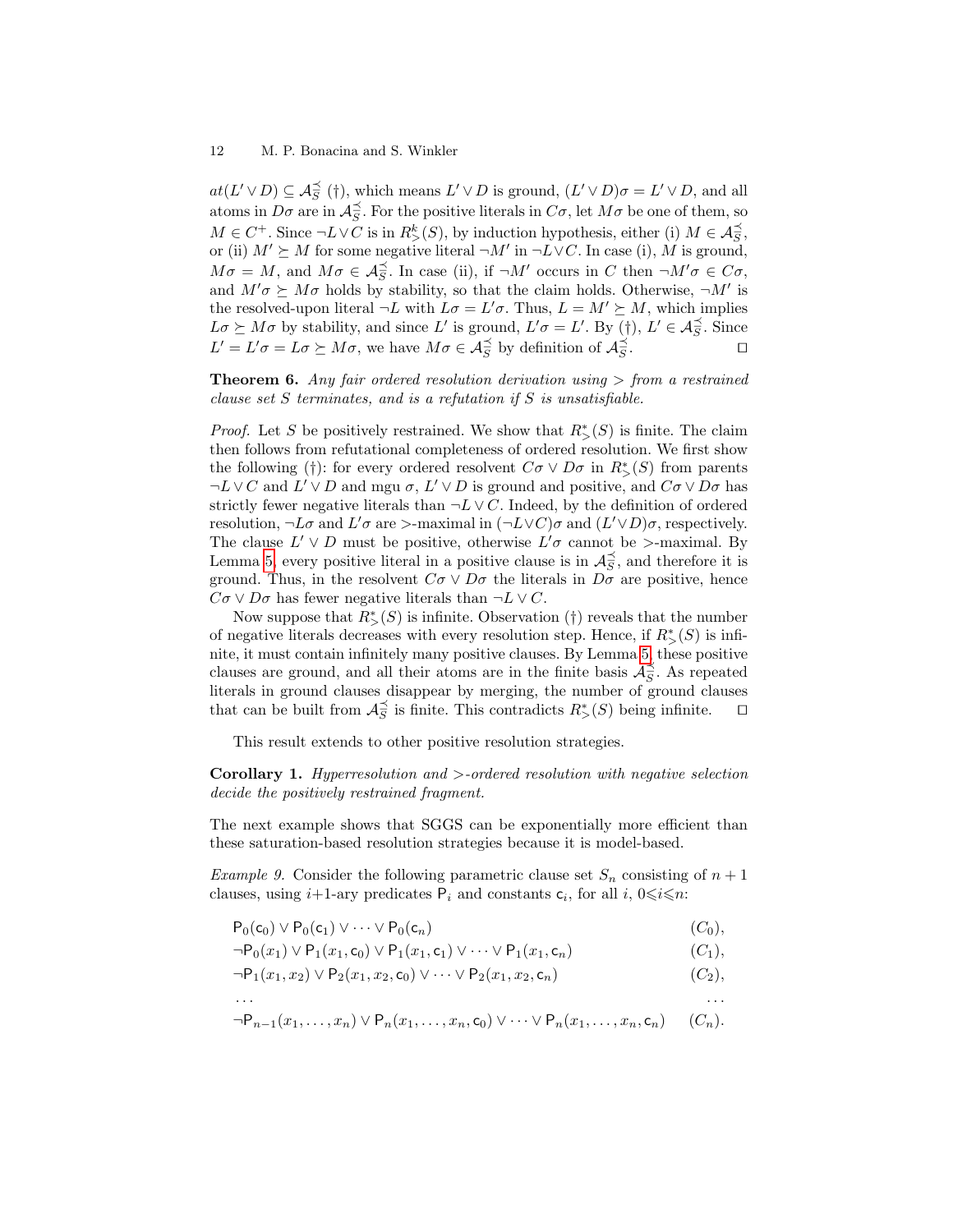$at(L' \vee D) \subseteq \mathcal{A}^{\preceq}_S$ (†), which means $L' \vee D$ is ground, $(L' \vee D)\sigma = L' \vee D$, and all atoms in $D\sigma$ are in $\mathcal{A}^{\preceq}_S$. For the positive literals in $C\sigma$, let $M\sigma$ be one of them, so $M \in C^+$. Since $\neg L \vee C$ is in $R^k_>(S)$, by induction hypothesis, either (i) $M \in \mathcal{A}^{\preceq}_S$, or (ii) $M' \succeq M$ for some negative literal $\neg M'$ in $\neg L \vee C$. In case (i), $M$ is ground, $M\sigma = M$, and $M\sigma \in \mathcal{A}^{\preceq}_S$. In case (ii), if $\neg M'$ occurs in $C$ then $\neg M'\sigma \in C\sigma$, and $M'\sigma \succeq M\sigma$ holds by stability, so that the claim holds. Otherwise, $\neg M'$ is the resolved-upon literal $\neg L$ with $L\sigma = L'\sigma$. Thus, $L = M' \succeq M$, which implies $L\sigma \succeq M\sigma$ by stability, and since $L'$ is ground, $L'\sigma = L'$. By (†), $L' \in \mathcal{A}^{\preceq}_S$. Since $L' = L'\sigma = L\sigma \succeq M\sigma$, we have $M\sigma \in \mathcal{A}^{\preceq}_S$ by definition of $\mathcal{A}^{\preceq}_S$. ☐

**Theorem 6.** *Any fair ordered resolution derivation using $>$ from a restrained clause set $S$ terminates, and is a refutation if $S$ is unsatisfiable.*

*Proof.* Let $S$ be positively restrained. We show that $R^*_>(S)$ is finite. The claim then follows from refutational completeness of ordered resolution. We first show the following (†): for every ordered resolvent $C\sigma \vee D\sigma$ in $R^*_>(S)$ from parents $\neg L \vee C$ and $L' \vee D$ and mgu $\sigma$, $L' \vee D$ is ground and positive, and $C\sigma \vee D\sigma$ has strictly fewer negative literals than $\neg L \vee C$. Indeed, by the definition of ordered resolution, $\neg L\sigma$ and $L'\sigma$ are $>$-maximal in $(\neg L \vee C)\sigma$ and $(L' \vee D)\sigma$, respectively. The clause $L' \vee D$ must be positive, otherwise $L'\sigma$ cannot be $>$-maximal. By Lemma 5, every positive literal in a positive clause is in $\mathcal{A}^{\preceq}_S$, and therefore it is ground. Thus, in the resolvent $C\sigma \vee D\sigma$ the literals in $D\sigma$ are positive, hence $C\sigma \vee D\sigma$ has fewer negative literals than $\neg L \vee C$.

Now suppose that $R^*_>(S)$ is infinite. Observation (†) reveals that the number of negative literals decreases with every resolution step. Hence, if $R^*_>(S)$ is infinite, it must contain infinitely many positive clauses. By Lemma 5, these positive clauses are ground, and all their atoms are in the finite basis $\mathcal{A}^{\preceq}_S$. As repeated literals in ground clauses disappear by merging, the number of ground clauses that can be built from $\mathcal{A}^{\preceq}_S$ is finite. This contradicts $R^*_>(S)$ being infinite. ☐

This result extends to other positive resolution strategies.

**Corollary 1.** *Hyperresolution and $>$-ordered resolution with negative selection decide the positively restrained fragment.*

The next example shows that SGGS can be exponentially more efficient than these saturation-based resolution strategies because it is model-based.

*Example 9.* Consider the following parametric clause set $S_n$ consisting of $n+1$ clauses, using $i$+1-ary predicates $\mathsf{P}_i$ and constants $\mathsf{c}_i$, for all $i$, $0 \leqslant i \leqslant n$:

$$\mathsf{P}_0(\mathsf{c}_0) \vee \mathsf{P}_0(\mathsf{c}_1) \vee \cdots \vee \mathsf{P}_0(\mathsf{c}_n) \qquad (C_0),$$

$$\neg\mathsf{P}_0(x_1) \vee \mathsf{P}_1(x_1, \mathsf{c}_0) \vee \mathsf{P}_1(x_1, \mathsf{c}_1) \vee \cdots \vee \mathsf{P}_1(x_1, \mathsf{c}_n) \qquad (C_1),$$

$$\neg\mathsf{P}_1(x_1, x_2) \vee \mathsf{P}_2(x_1, x_2, \mathsf{c}_0) \vee \cdots \vee \mathsf{P}_2(x_1, x_2, \mathsf{c}_n) \qquad (C_2),$$

$$\ldots \qquad \ldots$$

$$\neg\mathsf{P}_{n-1}(x_1, \ldots, x_n) \vee \mathsf{P}_n(x_1, \ldots, x_n, \mathsf{c}_0) \vee \cdots \vee \mathsf{P}_n(x_1, \ldots, x_n, \mathsf{c}_n) \qquad (C_n).$$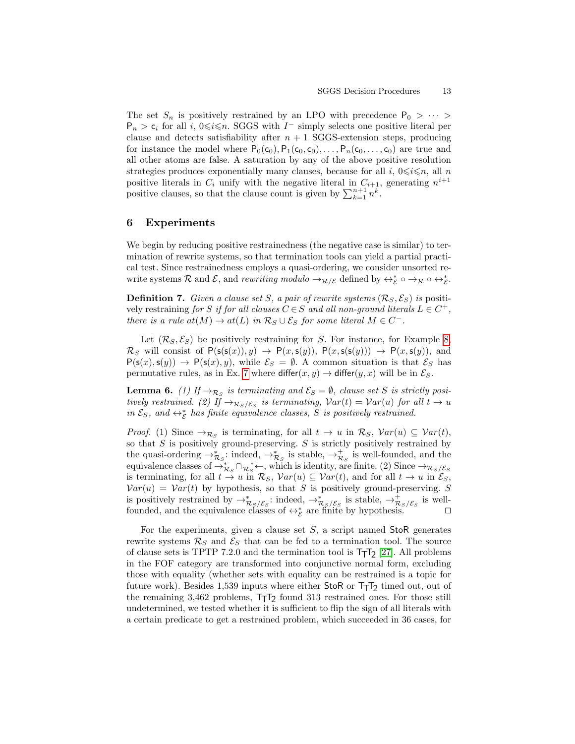The set $S_n$ is positively restrained by an LPO with precedence $\mathsf{P}_0 > \cdots > \mathsf{P}_n > \mathsf{c}_i$ for all $i$, $0 \leqslant i \leqslant n$. SGGS with $I^-$ simply selects one positive literal per clause and detects satisfiability after $n+1$ SGGS-extension steps, producing for instance the model where $\mathsf{P}_0(\mathsf{c}_0), \mathsf{P}_1(\mathsf{c}_0, \mathsf{c}_0), \ldots, \mathsf{P}_n(\mathsf{c}_0, \ldots, \mathsf{c}_0)$ are true and all other atoms are false. A saturation by any of the above positive resolution strategies produces exponentially many clauses, because for all $i$, $0 \leqslant i \leqslant n$, all $n$ positive literals in $C_i$ unify with the negative literal in $C_{i+1}$, generating $n^{i+1}$ positive clauses, so that the clause count is given by $\sum_{k=1}^{n+1} n^k$.

## 6 Experiments

We begin by reducing positive restrainedness (the negative case is similar) to termination of rewrite systems, so that termination tools can yield a partial practical test. Since restrainedness employs a quasi-ordering, we consider unsorted rewrite systems $\mathcal{R}$ and $\mathcal{E}$, and *rewriting modulo* $\rightarrow_{\mathcal{R}/\mathcal{E}}$ defined by $\leftrightarrow_{\mathcal{E}}^* \circ \rightarrow_{\mathcal{R}} \circ \leftrightarrow_{\mathcal{E}}^*$.

**Definition 7.** *Given a clause set $S$, a pair of rewrite systems $(\mathcal{R}_S, \mathcal{E}_S)$ is positively restraining for $S$ if for all clauses $C \in S$ and all non-ground literals $L \in C^+$, there is a rule $at(M) \rightarrow at(L)$ in $\mathcal{R}_S \cup \mathcal{E}_S$ for some literal $M \in C^-$.*

Let $(\mathcal{R}_S, \mathcal{E}_S)$ be positively restraining for $S$. For instance, for Example 8, $\mathcal{R}_S$ will consist of $\mathsf{P}(\mathsf{s}(\mathsf{s}(x)), y) \rightarrow \mathsf{P}(x, \mathsf{s}(y))$, $\mathsf{P}(x, \mathsf{s}(\mathsf{s}(y))) \rightarrow \mathsf{P}(x, \mathsf{s}(y))$, and $\mathsf{P}(\mathsf{s}(x), \mathsf{s}(y)) \rightarrow \mathsf{P}(\mathsf{s}(x), y)$, while $\mathcal{E}_S = \emptyset$. A common situation is that $\mathcal{E}_S$ has permutative rules, as in Ex. 7 where $\mathsf{differ}(x, y) \rightarrow \mathsf{differ}(y, x)$ will be in $\mathcal{E}_S$.

**Lemma 6.** *(1) If $\rightarrow_{\mathcal{R}_S}$ is terminating and $\mathcal{E}_S = \emptyset$, clause set $S$ is strictly positively restrained. (2) If $\rightarrow_{\mathcal{R}_S/\mathcal{E}_S}$ is terminating, $\mathcal{V}ar(t) = \mathcal{V}ar(u)$ for all $t \rightarrow u$ in $\mathcal{E}_S$, and $\leftrightarrow_{\mathcal{E}}^*$ has finite equivalence classes, $S$ is positively restrained.*

*Proof.* (1) Since $\rightarrow_{\mathcal{R}_S}$ is terminating, for all $t \rightarrow u$ in $\mathcal{R}_S$, $\mathcal{V}ar(u) \subseteq \mathcal{V}ar(t)$, so that $S$ is positively ground-preserving. $S$ is strictly positively restrained by the quasi-ordering $\rightarrow_{\mathcal{R}_S}^*$: indeed, $\rightarrow_{\mathcal{R}_S}^*$ is stable, $\rightarrow_{\mathcal{R}_S}^+$ is well-founded, and the equivalence classes of $\rightarrow_{\mathcal{R}_S}^* \cap {}_{\mathcal{R}_S}^*\!\leftarrow$, which is identity, are finite. (2) Since $\rightarrow_{\mathcal{R}_S/\mathcal{E}_S}$ is terminating, for all $t \rightarrow u$ in $\mathcal{R}_S$, $\mathcal{V}ar(u) \subseteq \mathcal{V}ar(t)$, and for all $t \rightarrow u$ in $\mathcal{E}_S$, $\mathcal{V}ar(u) = \mathcal{V}ar(t)$ by hypothesis, so that $S$ is positively ground-preserving. $S$ is positively restrained by $\rightarrow_{\mathcal{R}_S/\mathcal{E}_S}^*$: indeed, $\rightarrow_{\mathcal{R}_S/\mathcal{E}_S}^*$ is stable, $\rightarrow_{\mathcal{R}_S/\mathcal{E}_S}^+$ is well-founded, and the equivalence classes of $\leftrightarrow_{\mathcal{E}}^*$ are finite by hypothesis. $\square$

For the experiments, given a clause set $S$, a script named StoR generates rewrite systems $\mathcal{R}_S$ and $\mathcal{E}_S$ that can be fed to a termination tool. The source of clause sets is TPTP 7.2.0 and the termination tool is $\mathsf{T_TT_2}$ [27]. All problems in the FOF category are transformed into conjunctive normal form, excluding those with equality (whether sets with equality can be restrained is a topic for future work). Besides 1,539 inputs where either StoR or $\mathsf{T_TT_2}$ timed out, out of the remaining 3,462 problems, $\mathsf{T_TT_2}$ found 313 restrained ones. For those still undetermined, we tested whether it is sufficient to flip the sign of all literals with a certain predicate to get a restrained problem, which succeeded in 36 cases, for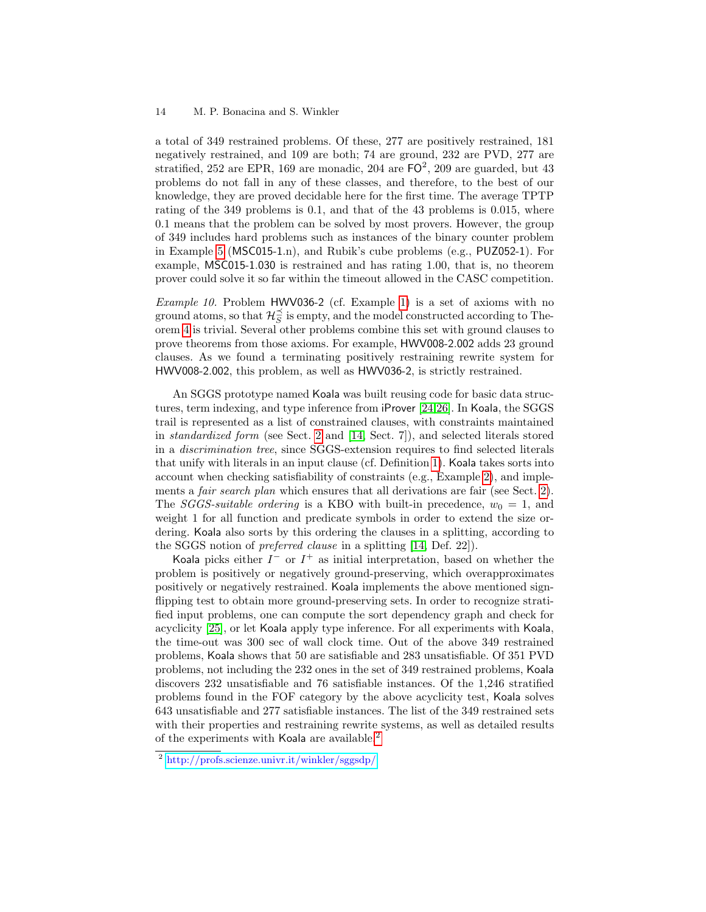a total of 349 restrained problems. Of these, 277 are positively restrained, 181 negatively restrained, and 109 are both; 74 are ground, 232 are PVD, 277 are stratified, 252 are EPR, 169 are monadic, 204 are $\mathsf{FO}^2$, 209 are guarded, but 43 problems do not fall in any of these classes, and therefore, to the best of our knowledge, they are proved decidable here for the first time. The average TPTP rating of the 349 problems is 0.1, and that of the 43 problems is 0.015, where 0.1 means that the problem can be solved by most provers. However, the group of 349 includes hard problems such as instances of the binary counter problem in Example 5 (MSC015-1.n), and Rubik's cube problems (e.g., PUZ052-1). For example, MSC015-1.030 is restrained and has rating 1.00, that is, no theorem prover could solve it so far within the timeout allowed in the CASC competition.

*Example 10.* Problem HWV036-2 (cf. Example 1) is a set of axioms with no ground atoms, so that $\mathcal{H}_S^{\preceq}$ is empty, and the model constructed according to Theorem 4 is trivial. Several other problems combine this set with ground clauses to prove theorems from those axioms. For example, HWV008-2.002 adds 23 ground clauses. As we found a terminating positively restraining rewrite system for HWV008-2.002, this problem, as well as HWV036-2, is strictly restrained.

An SGGS prototype named Koala was built reusing code for basic data structures, term indexing, and type inference from iProver [24,26]. In Koala, the SGGS trail is represented as a list of constrained clauses, with constraints maintained in *standardized form* (see Sect. 2 and [14, Sect. 7]), and selected literals stored in a *discrimination tree*, since SGGS-extension requires to find selected literals that unify with literals in an input clause (cf. Definition 1). Koala takes sorts into account when checking satisfiability of constraints (e.g., Example 2), and implements a *fair search plan* which ensures that all derivations are fair (see Sect. 2). The *SGGS-suitable ordering* is a KBO with built-in precedence, $w_0 = 1$, and weight 1 for all function and predicate symbols in order to extend the size ordering. Koala also sorts by this ordering the clauses in a splitting, according to the SGGS notion of *preferred clause* in a splitting [14, Def. 22]).

Koala picks either $I^-$ or $I^+$ as initial interpretation, based on whether the problem is positively or negatively ground-preserving, which overapproximates positively or negatively restrained. Koala implements the above mentioned sign-flipping test to obtain more ground-preserving sets. In order to recognize stratified input problems, one can compute the sort dependency graph and check for acyclicity [25], or let Koala apply type inference. For all experiments with Koala, the time-out was 300 sec of wall clock time. Out of the above 349 restrained problems, Koala shows that 50 are satisfiable and 283 unsatisfiable. Of 351 PVD problems, not including the 232 ones in the set of 349 restrained problems, Koala discovers 232 unsatisfiable and 76 satisfiable instances. Of the 1,246 stratified problems found in the FOF category by the above acyclicity test, Koala solves 643 unsatisfiable and 277 satisfiable instances. The list of the 349 restrained sets with their properties and restraining rewrite systems, as well as detailed results of the experiments with Koala are available.[2]

[2] http://profs.scienze.univr.it/winkler/sggsdp/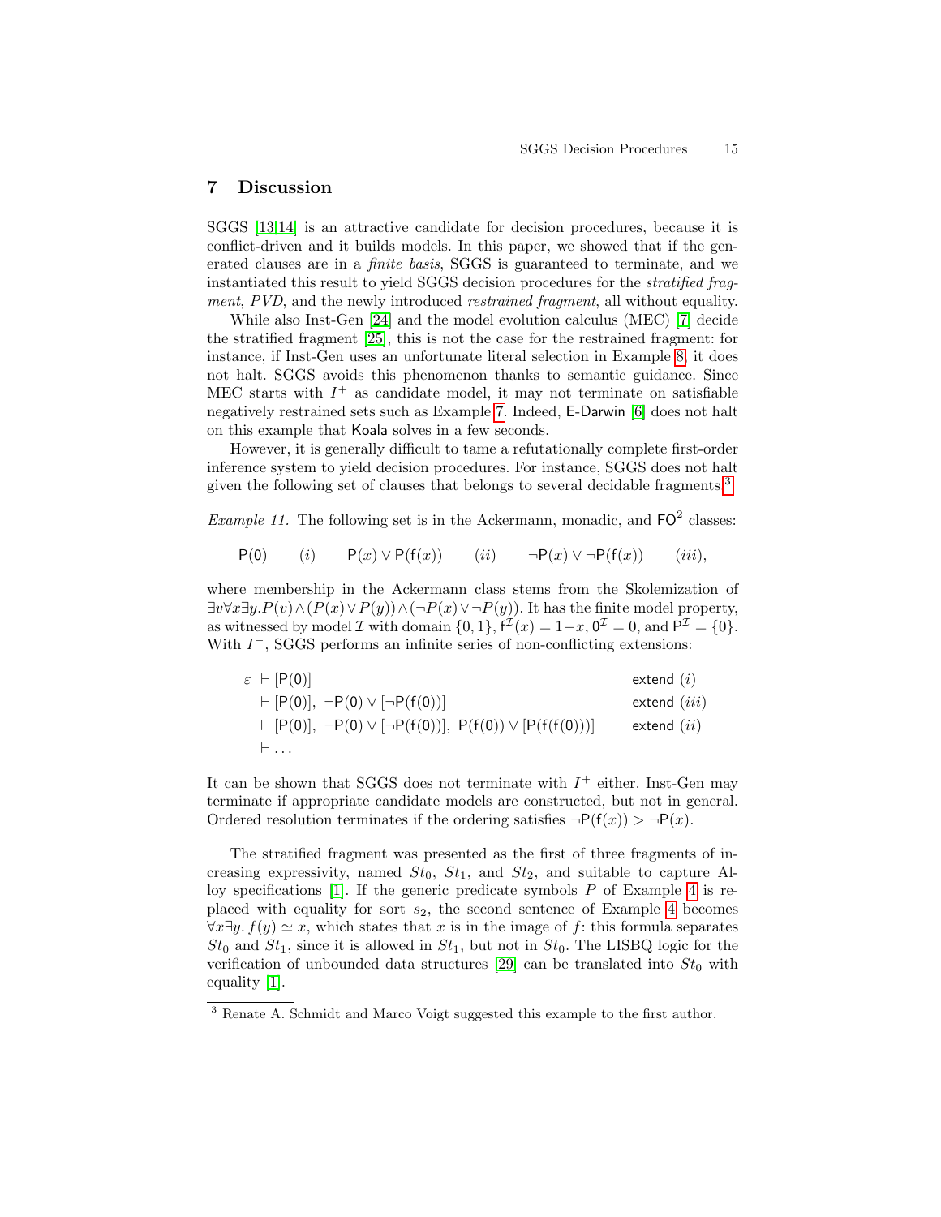## 7 Discussion

SGGS [13,14] is an attractive candidate for decision procedures, because it is conflict-driven and it builds models. In this paper, we showed that if the generated clauses are in a *finite basis*, SGGS is guaranteed to terminate, and we instantiated this result to yield SGGS decision procedures for the *stratified fragment*, *PVD*, and the newly introduced *restrained fragment*, all without equality.

While also Inst-Gen [24] and the model evolution calculus (MEC) [7] decide the stratified fragment [25], this is not the case for the restrained fragment: for instance, if Inst-Gen uses an unfortunate literal selection in Example 8, it does not halt. SGGS avoids this phenomenon thanks to semantic guidance. Since MEC starts with $I^+$ as candidate model, it may not terminate on satisfiable negatively restrained sets such as Example 7. Indeed, E-Darwin [6] does not halt on this example that Koala solves in a few seconds.

However, it is generally difficult to tame a refutationally complete first-order inference system to yield decision procedures. For instance, SGGS does not halt given the following set of clauses that belongs to several decidable fragments.[3]

*Example 11.* The following set is in the Ackermann, monadic, and $\mathsf{FO}^2$ classes:

$$\mathsf{P}(0) \quad (i) \qquad \mathsf{P}(x) \vee \mathsf{P}(\mathsf{f}(x)) \quad (ii) \qquad \neg\mathsf{P}(x) \vee \neg\mathsf{P}(\mathsf{f}(x)) \quad (iii),$$

where membership in the Ackermann class stems from the Skolemization of $\exists v \forall x \exists y. P(v) \wedge (P(x) \vee P(y)) \wedge (\neg P(x) \vee \neg P(y))$. It has the finite model property, as witnessed by model $\mathcal{I}$ with domain $\{0,1\}$, $\mathsf{f}^{\mathcal{I}}(x) = 1-x$, $0^{\mathcal{I}} = 0$, and $\mathsf{P}^{\mathcal{I}} = \{0\}$. With $I^-$, SGGS performs an infinite series of non-conflicting extensions:

$$\begin{aligned}
\varepsilon &\vdash [\mathsf{P}(0)] && \text{extend } (i)\\
&\vdash [\mathsf{P}(0)],\ \neg\mathsf{P}(0) \vee [\neg\mathsf{P}(\mathsf{f}(0))] && \text{extend } (iii)\\
&\vdash [\mathsf{P}(0)],\ \neg\mathsf{P}(0) \vee [\neg\mathsf{P}(\mathsf{f}(0))],\ \mathsf{P}(\mathsf{f}(0)) \vee [\mathsf{P}(\mathsf{f}(\mathsf{f}(0)))] && \text{extend } (ii)\\
&\vdash \ldots
\end{aligned}$$

It can be shown that SGGS does not terminate with $I^+$ either. Inst-Gen may terminate if appropriate candidate models are constructed, but not in general. Ordered resolution terminates if the ordering satisfies $\neg\mathsf{P}(\mathsf{f}(x)) > \neg\mathsf{P}(x)$.

The stratified fragment was presented as the first of three fragments of increasing expressivity, named $St_0$, $St_1$, and $St_2$, and suitable to capture Alloy specifications [1]. If the generic predicate symbols $P$ of Example 4 is replaced with equality for sort $s_2$, the second sentence of Example 4 becomes $\forall x \exists y.\, f(y) \simeq x$, which states that $x$ is in the image of $f$: this formula separates $St_0$ and $St_1$, since it is allowed in $St_1$, but not in $St_0$. The LISBQ logic for the verification of unbounded data structures [29] can be translated into $St_0$ with equality [1].

[3] Renate A. Schmidt and Marco Voigt suggested this example to the first author.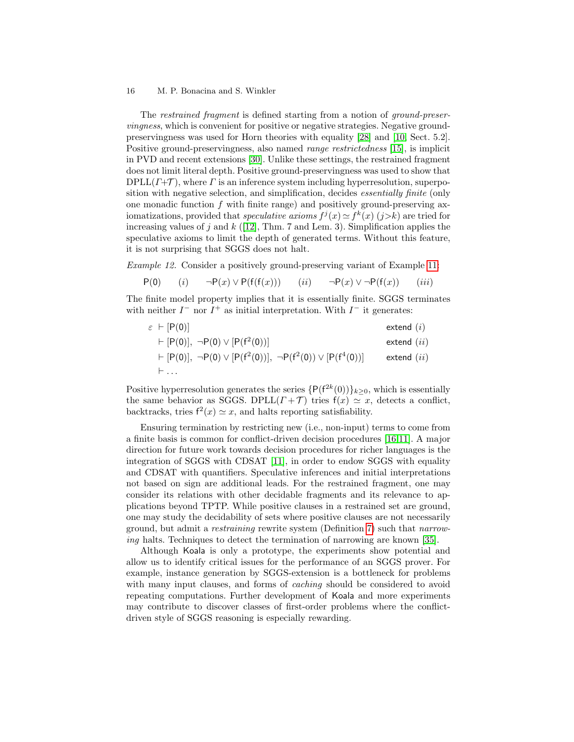The *restrained fragment* is defined starting from a notion of *ground-preservingness*, which is convenient for positive or negative strategies. Negative ground-preservingness was used for Horn theories with equality [28] and [10, Sect. 5.2]. Positive ground-preservingness, also named *range restrictedness* [15], is implicit in PVD and recent extensions [30]. Unlike these settings, the restrained fragment does not limit literal depth. Positive ground-preservingness was used to show that DPLL($\Gamma$+$\mathcal{T}$), where $\Gamma$ is an inference system including hyperresolution, superposition with negative selection, and simplification, decides *essentially finite* (only one monadic function $f$ with finite range) and positively ground-preserving axiomatizations, provided that *speculative axioms* $f^j(x) \simeq f^k(x)$ $(j{>}k)$ are tried for increasing values of $j$ and $k$ ([12], Thm. 7 and Lem. 3). Simplification applies the speculative axioms to limit the depth of generated terms. Without this feature, it is not surprising that SGGS does not halt.

*Example 12.* Consider a positively ground-preserving variant of Example 11:

$$\mathsf{P}(0) \quad (i) \qquad \neg\mathsf{P}(x) \vee \mathsf{P}(\mathsf{f}(\mathsf{f}(x))) \quad (ii) \qquad \neg\mathsf{P}(x) \vee \neg\mathsf{P}(\mathsf{f}(x)) \quad (iii)$$

The finite model property implies that it is essentially finite. SGGS terminates with neither $I^-$ nor $I^+$ as initial interpretation. With $I^-$ it generates:

$$\begin{aligned}
\varepsilon &\vdash [\mathsf{P}(0)] && \mathsf{extend}\ (i)\\
&\vdash [\mathsf{P}(0)],\ \neg\mathsf{P}(0) \vee [\mathsf{P}(\mathsf{f}^2(0))] && \mathsf{extend}\ (ii)\\
&\vdash [\mathsf{P}(0)],\ \neg\mathsf{P}(0) \vee [\mathsf{P}(\mathsf{f}^2(0))],\ \neg\mathsf{P}(\mathsf{f}^2(0)) \vee [\mathsf{P}(\mathsf{f}^4(0))] && \mathsf{extend}\ (ii)\\
&\vdash \ldots
\end{aligned}$$

Positive hyperresolution generates the series $\{\mathsf{P}(\mathsf{f}^{2k}(0))\}_{k\geq 0}$, which is essentially the same behavior as SGGS. DPLL($\Gamma+\mathcal{T}$) tries $\mathsf{f}(x) \simeq x$, detects a conflict, backtracks, tries $\mathsf{f}^2(x) \simeq x$, and halts reporting satisfiability.

Ensuring termination by restricting new (i.e., non-input) terms to come from a finite basis is common for conflict-driven decision procedures [16,11]. A major direction for future work towards decision procedures for richer languages is the integration of SGGS with CDSAT [11], in order to endow SGGS with equality and CDSAT with quantifiers. Speculative inferences and initial interpretations not based on sign are additional leads. For the restrained fragment, one may consider its relations with other decidable fragments and its relevance to applications beyond TPTP. While positive clauses in a restrained set are ground, one may study the decidability of sets where positive clauses are not necessarily ground, but admit a *restraining* rewrite system (Definition 7) such that *narrowing* halts. Techniques to detect the termination of narrowing are known [35].

Although Koala is only a prototype, the experiments show potential and allow us to identify critical issues for the performance of an SGGS prover. For example, instance generation by SGGS-extension is a bottleneck for problems with many input clauses, and forms of *caching* should be considered to avoid repeating computations. Further development of Koala and more experiments may contribute to discover classes of first-order problems where the conflict-driven style of SGGS reasoning is especially rewarding.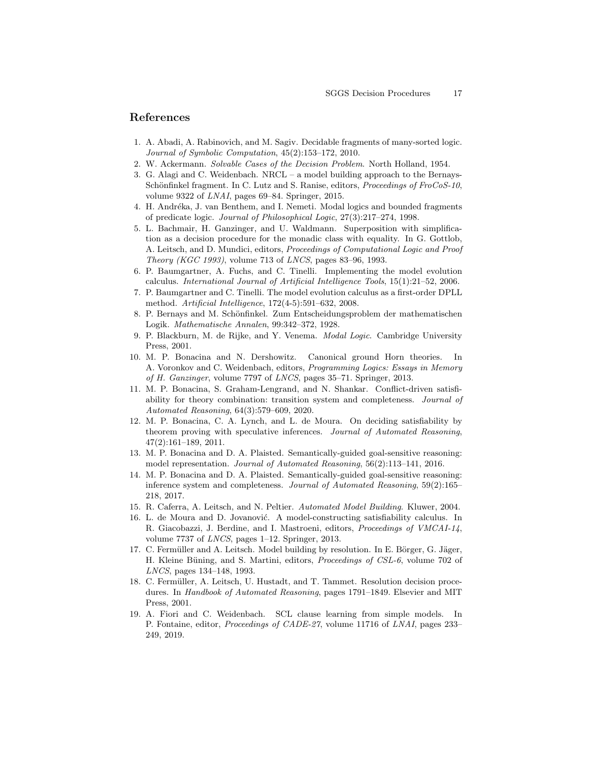## References

1. A. Abadi, A. Rabinovich, and M. Sagiv. Decidable fragments of many-sorted logic. *Journal of Symbolic Computation*, 45(2):153–172, 2010.
2. W. Ackermann. *Solvable Cases of the Decision Problem*. North Holland, 1954.
3. G. Alagi and C. Weidenbach. NRCL – a model building approach to the Bernays-Schönfinkel fragment. In C. Lutz and S. Ranise, editors, *Proceedings of FroCoS-10*, volume 9322 of *LNAI*, pages 69–84. Springer, 2015.
4. H. Andréka, J. van Benthem, and I. Nemeti. Modal logics and bounded fragments of predicate logic. *Journal of Philosophical Logic*, 27(3):217–274, 1998.
5. L. Bachmair, H. Ganzinger, and U. Waldmann. Superposition with simplification as a decision procedure for the monadic class with equality. In G. Gottlob, A. Leitsch, and D. Mundici, editors, *Proceedings of Computational Logic and Proof Theory (KGC 1993)*, volume 713 of *LNCS*, pages 83–96, 1993.
6. P. Baumgartner, A. Fuchs, and C. Tinelli. Implementing the model evolution calculus. *International Journal of Artificial Intelligence Tools*, 15(1):21–52, 2006.
7. P. Baumgartner and C. Tinelli. The model evolution calculus as a first-order DPLL method. *Artificial Intelligence*, 172(4-5):591–632, 2008.
8. P. Bernays and M. Schönfinkel. Zum Entscheidungsproblem der mathematischen Logik. *Mathematische Annalen*, 99:342–372, 1928.
9. P. Blackburn, M. de Rijke, and Y. Venema. *Modal Logic*. Cambridge University Press, 2001.
10. M. P. Bonacina and N. Dershowitz. Canonical ground Horn theories. In A. Voronkov and C. Weidenbach, editors, *Programming Logics: Essays in Memory of H. Ganzinger*, volume 7797 of *LNCS*, pages 35–71. Springer, 2013.
11. M. P. Bonacina, S. Graham-Lengrand, and N. Shankar. Conflict-driven satisfiability for theory combination: transition system and completeness. *Journal of Automated Reasoning*, 64(3):579–609, 2020.
12. M. P. Bonacina, C. A. Lynch, and L. de Moura. On deciding satisfiability by theorem proving with speculative inferences. *Journal of Automated Reasoning*, 47(2):161–189, 2011.
13. M. P. Bonacina and D. A. Plaisted. Semantically-guided goal-sensitive reasoning: model representation. *Journal of Automated Reasoning*, 56(2):113–141, 2016.
14. M. P. Bonacina and D. A. Plaisted. Semantically-guided goal-sensitive reasoning: inference system and completeness. *Journal of Automated Reasoning*, 59(2):165–218, 2017.
15. R. Caferra, A. Leitsch, and N. Peltier. *Automated Model Building*. Kluwer, 2004.
16. L. de Moura and D. Jovanović. A model-constructing satisfiability calculus. In R. Giacobazzi, J. Berdine, and I. Mastroeni, editors, *Proceedings of VMCAI-14*, volume 7737 of *LNCS*, pages 1–12. Springer, 2013.
17. C. Fermüller and A. Leitsch. Model building by resolution. In E. Börger, G. Jäger, H. Kleine Büning, and S. Martini, editors, *Proceedings of CSL-6*, volume 702 of *LNCS*, pages 134–148, 1993.
18. C. Fermüller, A. Leitsch, U. Hustadt, and T. Tammet. Resolution decision procedures. In *Handbook of Automated Reasoning*, pages 1791–1849. Elsevier and MIT Press, 2001.
19. A. Fiori and C. Weidenbach. SCL clause learning from simple models. In P. Fontaine, editor, *Proceedings of CADE-27*, volume 11716 of *LNAI*, pages 233–249, 2019.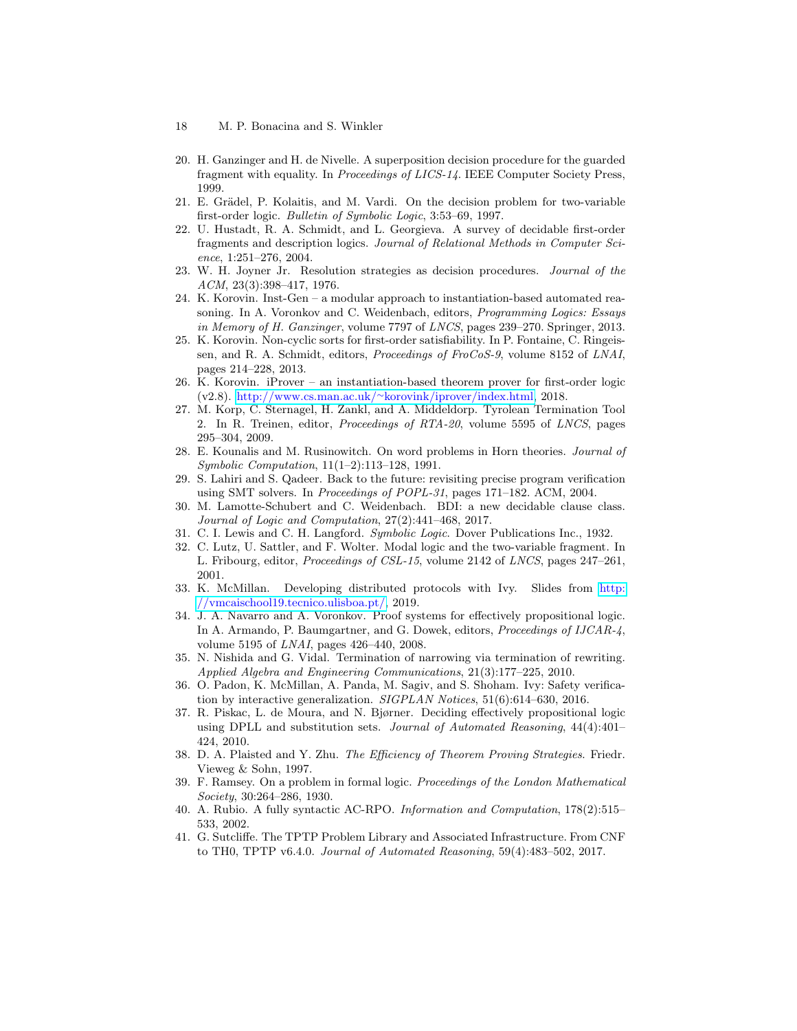20. H. Ganzinger and H. de Nivelle. A superposition decision procedure for the guarded fragment with equality. In *Proceedings of LICS-14*. IEEE Computer Society Press, 1999.
21. E. Grädel, P. Kolaitis, and M. Vardi. On the decision problem for two-variable first-order logic. *Bulletin of Symbolic Logic*, 3:53–69, 1997.
22. U. Hustadt, R. A. Schmidt, and L. Georgieva. A survey of decidable first-order fragments and description logics. *Journal of Relational Methods in Computer Science*, 1:251–276, 2004.
23. W. H. Joyner Jr. Resolution strategies as decision procedures. *Journal of the ACM*, 23(3):398–417, 1976.
24. K. Korovin. Inst-Gen – a modular approach to instantiation-based automated reasoning. In A. Voronkov and C. Weidenbach, editors, *Programming Logics: Essays in Memory of H. Ganzinger*, volume 7797 of *LNCS*, pages 239–270. Springer, 2013.
25. K. Korovin. Non-cyclic sorts for first-order satisfiability. In P. Fontaine, C. Ringeissen, and R. A. Schmidt, editors, *Proceedings of FroCoS-9*, volume 8152 of *LNAI*, pages 214–228, 2013.
26. K. Korovin. iProver – an instantiation-based theorem prover for first-order logic (v2.8). http://www.cs.man.ac.uk/~korovink/iprover/index.html, 2018.
27. M. Korp, C. Sternagel, H. Zankl, and A. Middeldorp. Tyrolean Termination Tool 2. In R. Treinen, editor, *Proceedings of RTA-20*, volume 5595 of *LNCS*, pages 295–304, 2009.
28. E. Kounalis and M. Rusinowitch. On word problems in Horn theories. *Journal of Symbolic Computation*, 11(1–2):113–128, 1991.
29. S. Lahiri and S. Qadeer. Back to the future: revisiting precise program verification using SMT solvers. In *Proceedings of POPL-31*, pages 171–182. ACM, 2004.
30. M. Lamotte-Schubert and C. Weidenbach. BDI: a new decidable clause class. *Journal of Logic and Computation*, 27(2):441–468, 2017.
31. C. I. Lewis and C. H. Langford. *Symbolic Logic*. Dover Publications Inc., 1932.
32. C. Lutz, U. Sattler, and F. Wolter. Modal logic and the two-variable fragment. In L. Fribourg, editor, *Proceedings of CSL-15*, volume 2142 of *LNCS*, pages 247–261, 2001.
33. K. McMillan. Developing distributed protocols with Ivy. Slides from http://vmcaischool19.tecnico.ulisboa.pt/, 2019.
34. J. A. Navarro and A. Voronkov. Proof systems for effectively propositional logic. In A. Armando, P. Baumgartner, and G. Dowek, editors, *Proceedings of IJCAR-4*, volume 5195 of *LNAI*, pages 426–440, 2008.
35. N. Nishida and G. Vidal. Termination of narrowing via termination of rewriting. *Applied Algebra and Engineering Communications*, 21(3):177–225, 2010.
36. O. Padon, K. McMillan, A. Panda, M. Sagiv, and S. Shoham. Ivy: Safety verification by interactive generalization. *SIGPLAN Notices*, 51(6):614–630, 2016.
37. R. Piskac, L. de Moura, and N. Bjørner. Deciding effectively propositional logic using DPLL and substitution sets. *Journal of Automated Reasoning*, 44(4):401–424, 2010.
38. D. A. Plaisted and Y. Zhu. *The Efficiency of Theorem Proving Strategies*. Friedr. Vieweg & Sohn, 1997.
39. F. Ramsey. On a problem in formal logic. *Proceedings of the London Mathematical Society*, 30:264–286, 1930.
40. A. Rubio. A fully syntactic AC-RPO. *Information and Computation*, 178(2):515–533, 2002.
41. G. Sutcliffe. The TPTP Problem Library and Associated Infrastructure. From CNF to TH0, TPTP v6.4.0. *Journal of Automated Reasoning*, 59(4):483–502, 2017.